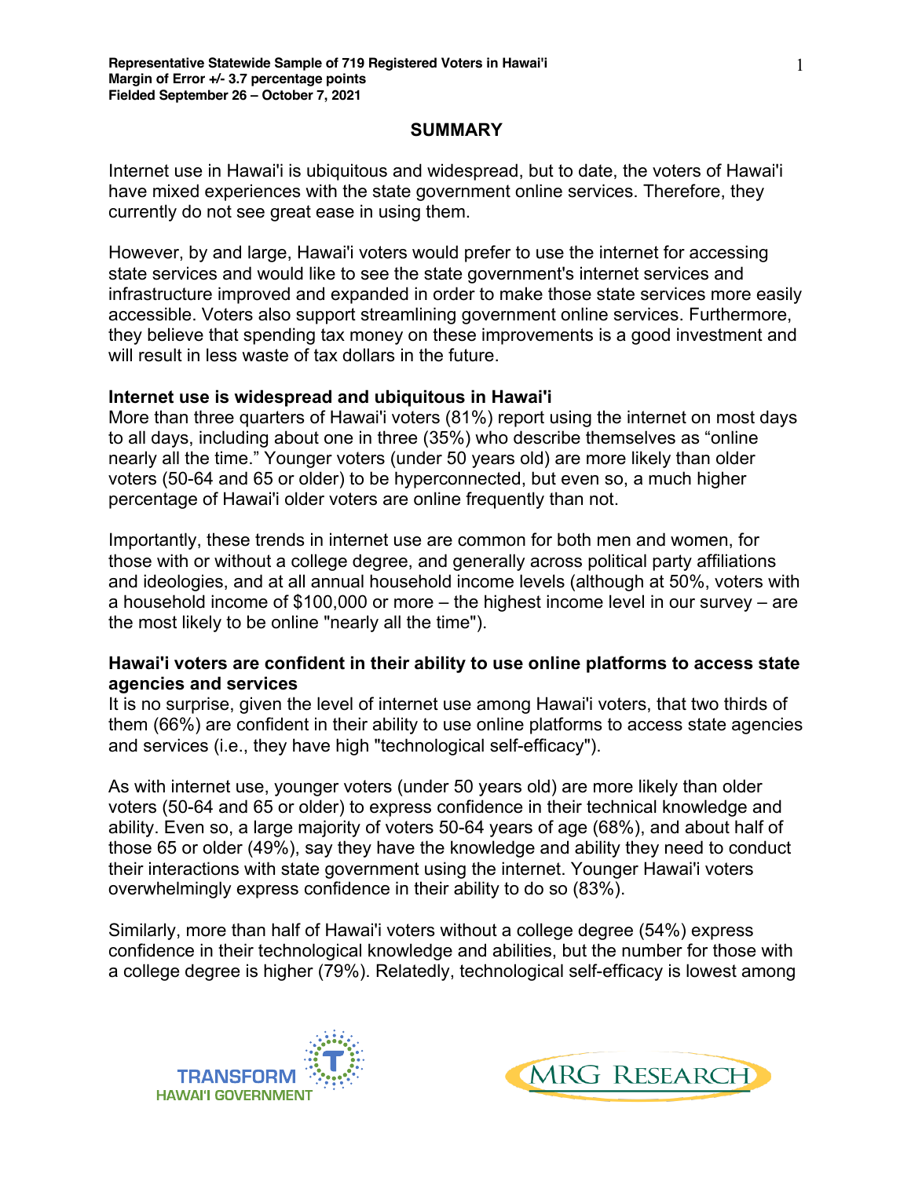**Representative Statewide Sample of 719 Registered Voters in Hawai'i**
**Margin of Error +/- 3.7 percentage points**
**Fielded September 26 – October 7, 2021**

## SUMMARY

Internet use in Hawai'i is ubiquitous and widespread, but to date, the voters of Hawai'i have mixed experiences with the state government online services. Therefore, they currently do not see great ease in using them.

However, by and large, Hawai'i voters would prefer to use the internet for accessing state services and would like to see the state government's internet services and infrastructure improved and expanded in order to make those state services more easily accessible. Voters also support streamlining government online services. Furthermore, they believe that spending tax money on these improvements is a good investment and will result in less waste of tax dollars in the future.

**Internet use is widespread and ubiquitous in Hawai'i**
More than three quarters of Hawai'i voters (81%) report using the internet on most days to all days, including about one in three (35%) who describe themselves as "online nearly all the time." Younger voters (under 50 years old) are more likely than older voters (50-64 and 65 or older) to be hyperconnected, but even so, a much higher percentage of Hawai'i older voters are online frequently than not.

Importantly, these trends in internet use are common for both men and women, for those with or without a college degree, and generally across political party affiliations and ideologies, and at all annual household income levels (although at 50%, voters with a household income of $100,000 or more – the highest income level in our survey – are the most likely to be online "nearly all the time").

**Hawai'i voters are confident in their ability to use online platforms to access state agencies and services**
It is no surprise, given the level of internet use among Hawai'i voters, that two thirds of them (66%) are confident in their ability to use online platforms to access state agencies and services (i.e., they have high "technological self-efficacy").

As with internet use, younger voters (under 50 years old) are more likely than older voters (50-64 and 65 or older) to express confidence in their technical knowledge and ability. Even so, a large majority of voters 50-64 years of age (68%), and about half of those 65 or older (49%), say they have the knowledge and ability they need to conduct their interactions with state government using the internet. Younger Hawai'i voters overwhelmingly express confidence in their ability to do so (83%).

Similarly, more than half of Hawai'i voters without a college degree (54%) express confidence in their technological knowledge and abilities, but the number for those with a college degree is higher (79%). Relatedly, technological self-efficacy is lowest among

TRANSFORM HAWAI'I GOVERNMENT

MRG RESEARCH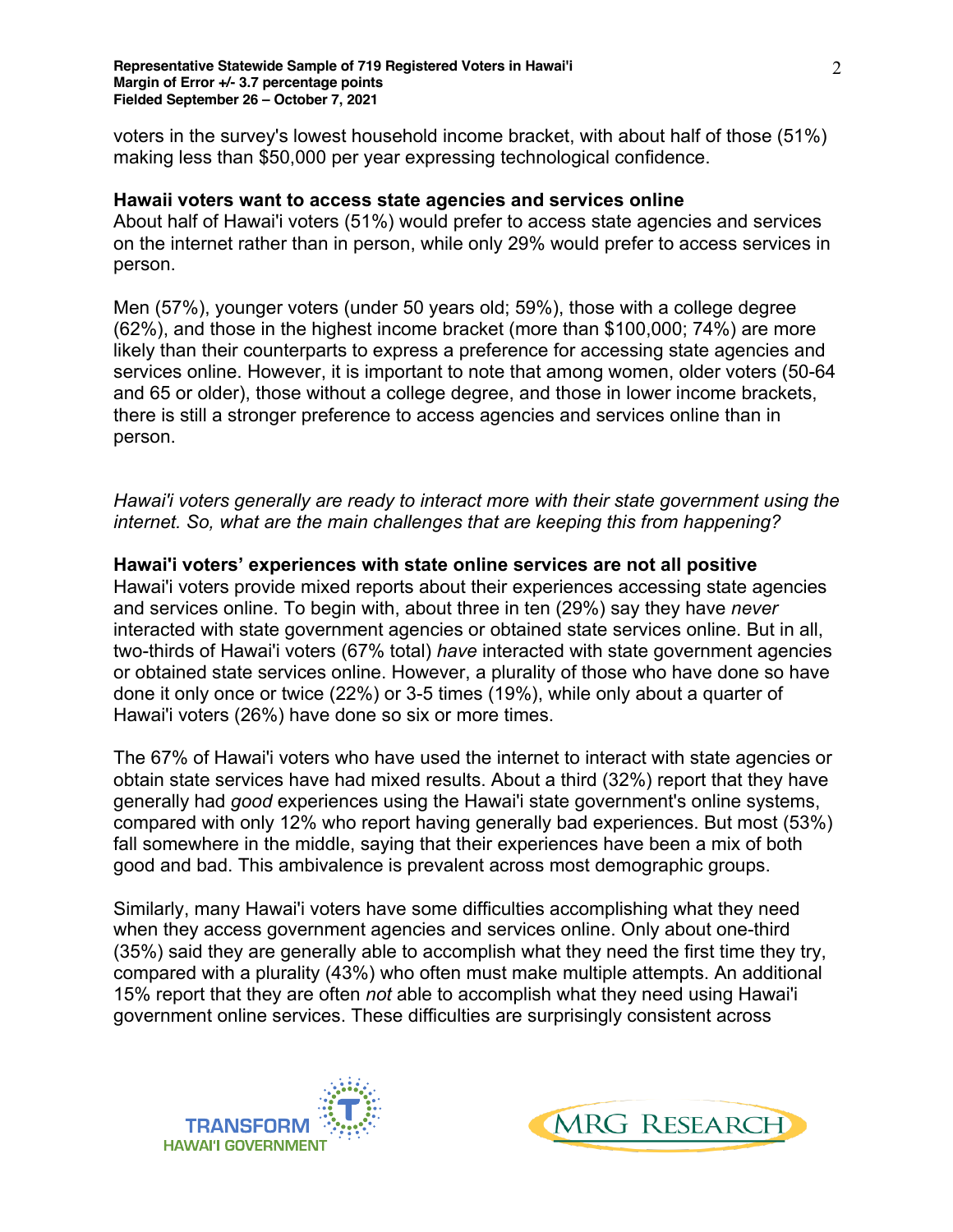voters in the survey's lowest household income bracket, with about half of those (51%) making less than $50,000 per year expressing technological confidence.

**Hawaii voters want to access state agencies and services online**
About half of Hawai'i voters (51%) would prefer to access state agencies and services on the internet rather than in person, while only 29% would prefer to access services in person.

Men (57%), younger voters (under 50 years old; 59%), those with a college degree (62%), and those in the highest income bracket (more than $100,000; 74%) are more likely than their counterparts to express a preference for accessing state agencies and services online. However, it is important to note that among women, older voters (50-64 and 65 or older), those without a college degree, and those in lower income brackets, there is still a stronger preference to access agencies and services online than in person.

*Hawai'i voters generally are ready to interact more with their state government using the internet. So, what are the main challenges that are keeping this from happening?*

**Hawai'i voters' experiences with state online services are not all positive**
Hawai'i voters provide mixed reports about their experiences accessing state agencies and services online. To begin with, about three in ten (29%) say they have *never* interacted with state government agencies or obtained state services online. But in all, two-thirds of Hawai'i voters (67% total) *have* interacted with state government agencies or obtained state services online. However, a plurality of those who have done so have done it only once or twice (22%) or 3-5 times (19%), while only about a quarter of Hawai'i voters (26%) have done so six or more times.

The 67% of Hawai'i voters who have used the internet to interact with state agencies or obtain state services have had mixed results. About a third (32%) report that they have generally had *good* experiences using the Hawai'i state government's online systems, compared with only 12% who report having generally bad experiences. But most (53%) fall somewhere in the middle, saying that their experiences have been a mix of both good and bad. This ambivalence is prevalent across most demographic groups.

Similarly, many Hawai'i voters have some difficulties accomplishing what they need when they access government agencies and services online. Only about one-third (35%) said they are generally able to accomplish what they need the first time they try, compared with a plurality (43%) who often must make multiple attempts. An additional 15% report that they are often *not* able to accomplish what they need using Hawai'i government online services. These difficulties are surprisingly consistent across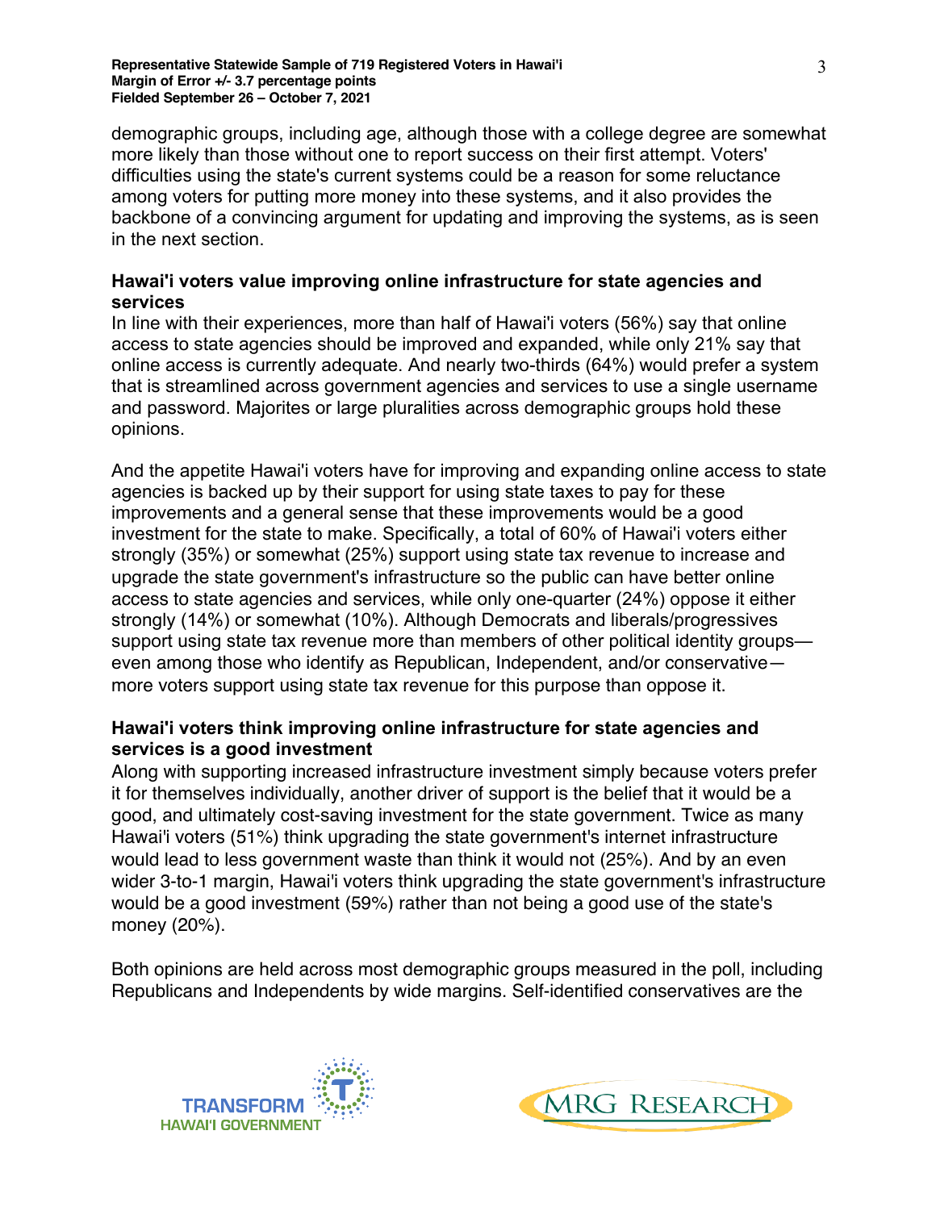demographic groups, including age, although those with a college degree are somewhat more likely than those without one to report success on their first attempt. Voters' difficulties using the state's current systems could be a reason for some reluctance among voters for putting more money into these systems, and it also provides the backbone of a convincing argument for updating and improving the systems, as is seen in the next section.

**Hawai'i voters value improving online infrastructure for state agencies and services**

In line with their experiences, more than half of Hawai'i voters (56%) say that online access to state agencies should be improved and expanded, while only 21% say that online access is currently adequate. And nearly two-thirds (64%) would prefer a system that is streamlined across government agencies and services to use a single username and password. Majorites or large pluralities across demographic groups hold these opinions.

And the appetite Hawai'i voters have for improving and expanding online access to state agencies is backed up by their support for using state taxes to pay for these improvements and a general sense that these improvements would be a good investment for the state to make. Specifically, a total of 60% of Hawai'i voters either strongly (35%) or somewhat (25%) support using state tax revenue to increase and upgrade the state government's infrastructure so the public can have better online access to state agencies and services, while only one-quarter (24%) oppose it either strongly (14%) or somewhat (10%). Although Democrats and liberals/progressives support using state tax revenue more than members of other political identity groups—even among those who identify as Republican, Independent, and/or conservative—more voters support using state tax revenue for this purpose than oppose it.

**Hawai'i voters think improving online infrastructure for state agencies and services is a good investment**

Along with supporting increased infrastructure investment simply because voters prefer it for themselves individually, another driver of support is the belief that it would be a good, and ultimately cost-saving investment for the state government. Twice as many Hawai'i voters (51%) think upgrading the state government's internet infrastructure would lead to less government waste than think it would not (25%). And by an even wider 3-to-1 margin, Hawai'i voters think upgrading the state government's infrastructure would be a good investment (59%) rather than not being a good use of the state's money (20%).

Both opinions are held across most demographic groups measured in the poll, including Republicans and Independents by wide margins. Self-identified conservatives are the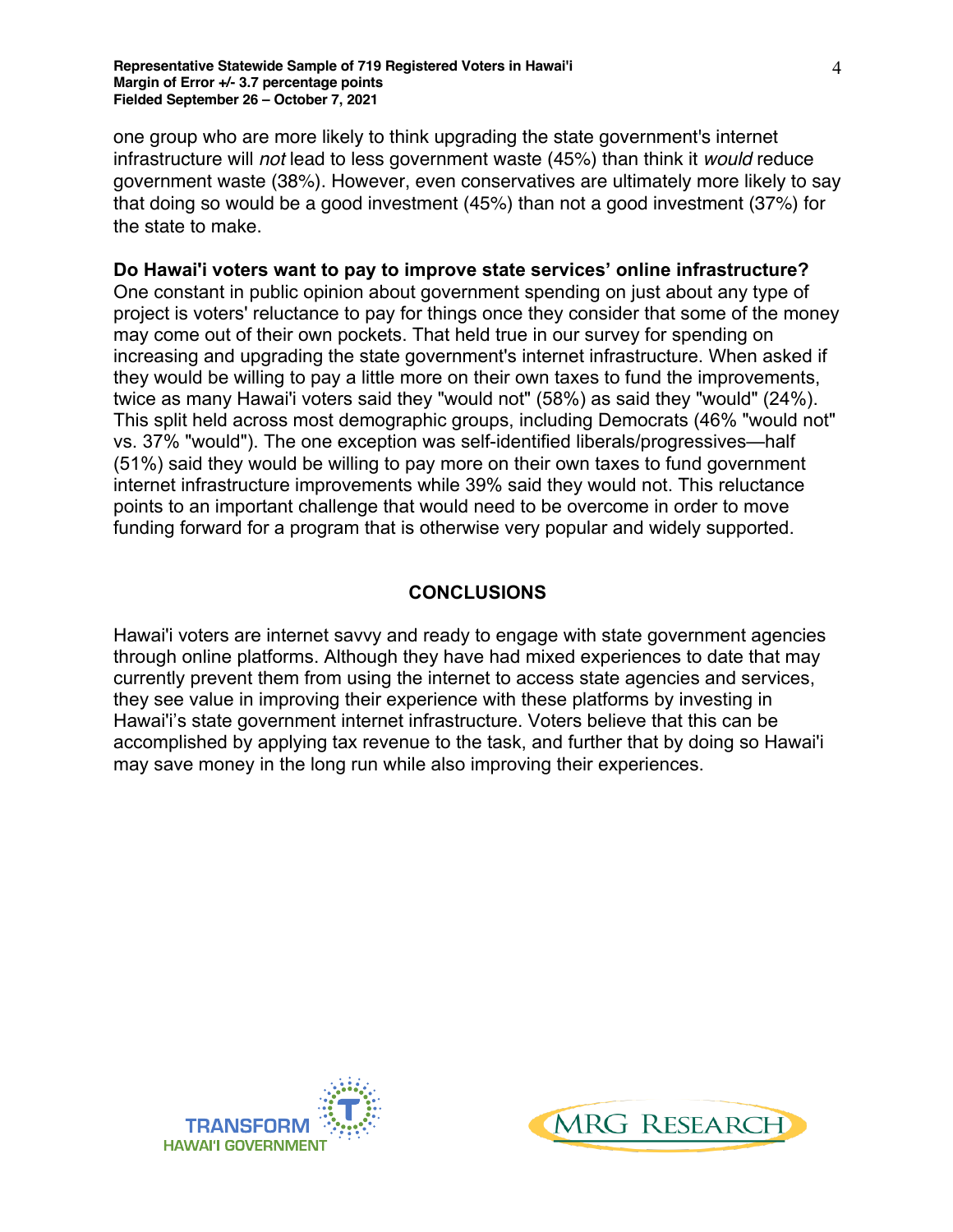one group who are more likely to think upgrading the state government's internet infrastructure will *not* lead to less government waste (45%) than think it *would* reduce government waste (38%). However, even conservatives are ultimately more likely to say that doing so would be a good investment (45%) than not a good investment (37%) for the state to make.

**Do Hawai'i voters want to pay to improve state services' online infrastructure?**
One constant in public opinion about government spending on just about any type of project is voters' reluctance to pay for things once they consider that some of the money may come out of their own pockets. That held true in our survey for spending on increasing and upgrading the state government's internet infrastructure. When asked if they would be willing to pay a little more on their own taxes to fund the improvements, twice as many Hawai'i voters said they "would not" (58%) as said they "would" (24%). This split held across most demographic groups, including Democrats (46% "would not" vs. 37% "would"). The one exception was self-identified liberals/progressives—half (51%) said they would be willing to pay more on their own taxes to fund government internet infrastructure improvements while 39% said they would not. This reluctance points to an important challenge that would need to be overcome in order to move funding forward for a program that is otherwise very popular and widely supported.

## CONCLUSIONS

Hawai'i voters are internet savvy and ready to engage with state government agencies through online platforms. Although they have had mixed experiences to date that may currently prevent them from using the internet to access state agencies and services, they see value in improving their experience with these platforms by investing in Hawai'i's state government internet infrastructure. Voters believe that this can be accomplished by applying tax revenue to the task, and further that by doing so Hawai'i may save money in the long run while also improving their experiences.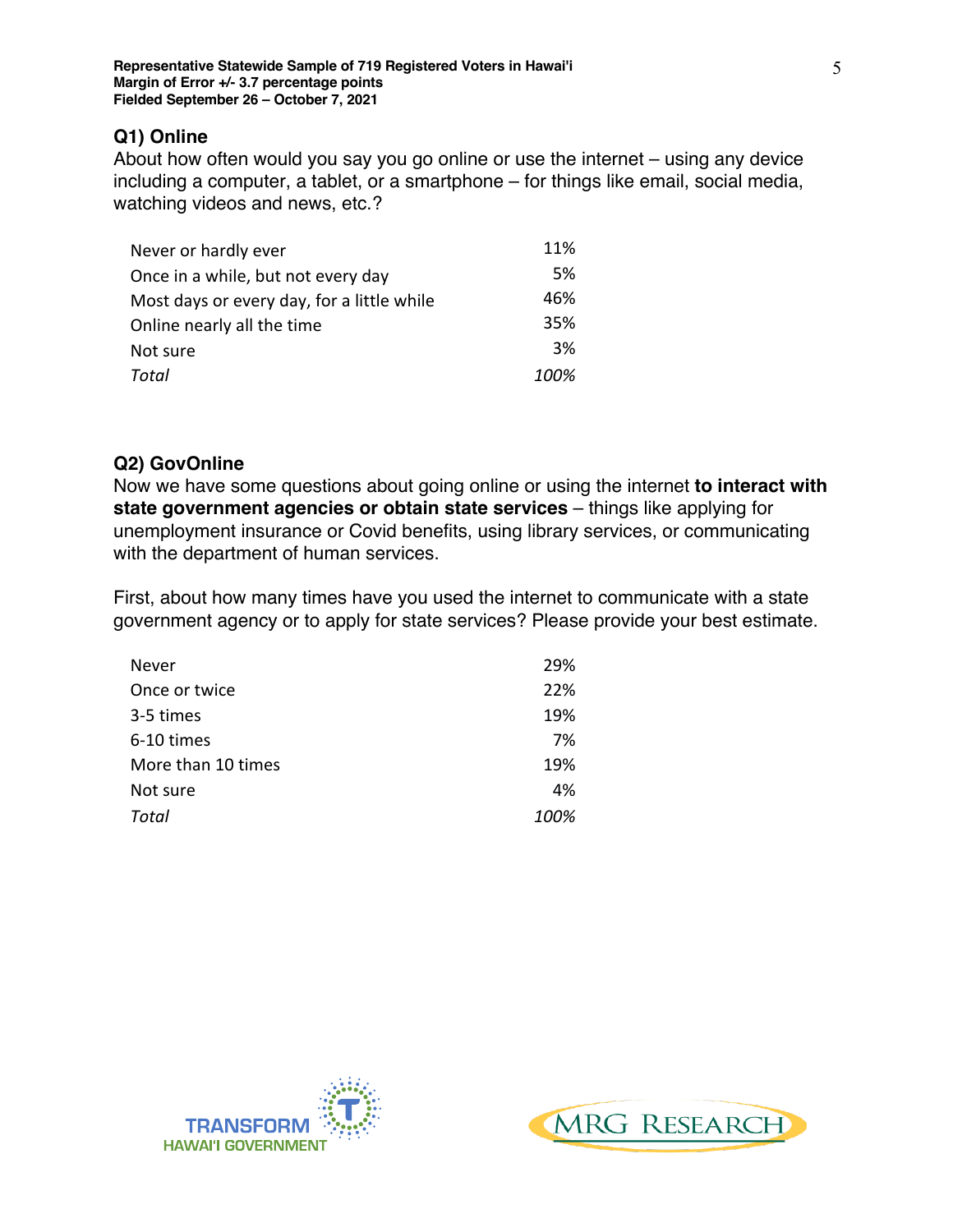**Representative Statewide Sample of 719 Registered Voters in Hawai'i**
**Margin of Error +/- 3.7 percentage points**
**Fielded September 26 – October 7, 2021**

## Q1) Online

About how often would you say you go online or use the internet – using any device including a computer, a tablet, or a smartphone – for things like email, social media, watching videos and news, etc.?

| | |
|---|---|
| Never or hardly ever | 11% |
| Once in a while, but not every day | 5% |
| Most days or every day, for a little while | 46% |
| Online nearly all the time | 35% |
| Not sure | 3% |
| *Total* | *100%* |

## Q2) GovOnline

Now we have some questions about going online or using the internet **to interact with state government agencies or obtain state services** – things like applying for unemployment insurance or Covid benefits, using library services, or communicating with the department of human services.

First, about how many times have you used the internet to communicate with a state government agency or to apply for state services? Please provide your best estimate.

| | |
|---|---|
| Never | 29% |
| Once or twice | 22% |
| 3-5 times | 19% |
| 6-10 times | 7% |
| More than 10 times | 19% |
| Not sure | 4% |
| *Total* | *100%* |

TRANSFORM HAWAI'I GOVERNMENT

MRG RESEARCH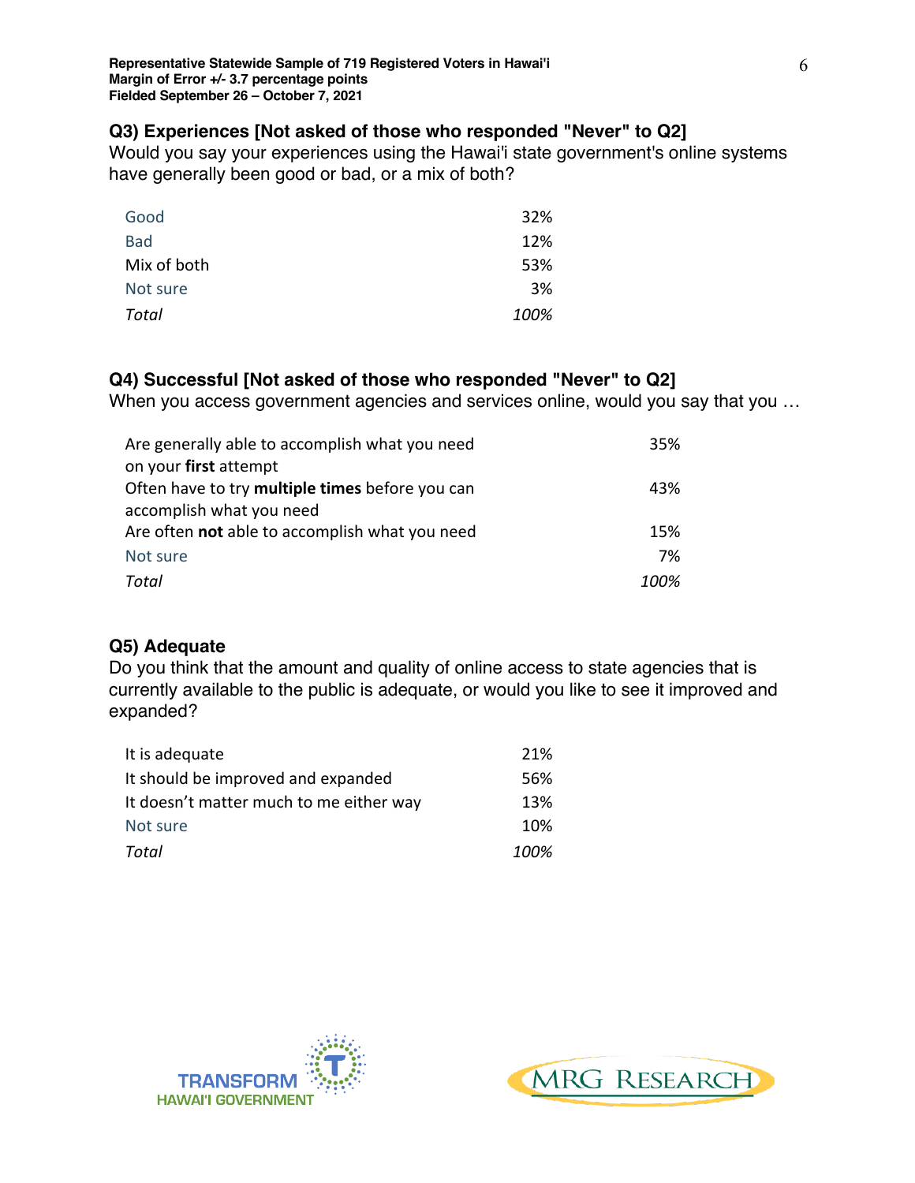**Representative Statewide Sample of 719 Registered Voters in Hawai'i**
**Margin of Error +/- 3.7 percentage points**
**Fielded September 26 – October 7, 2021**

### Q3) Experiences [Not asked of those who responded "Never" to Q2]

Would you say your experiences using the Hawai'i state government's online systems have generally been good or bad, or a mix of both?

| | |
|---|---|
| Good | 32% |
| Bad | 12% |
| Mix of both | 53% |
| Not sure | 3% |
| *Total* | *100%* |

### Q4) Successful [Not asked of those who responded "Never" to Q2]

When you access government agencies and services online, would you say that you …

| | |
|---|---|
| Are generally able to accomplish what you need on your **first** attempt | 35% |
| Often have to try **multiple times** before you can accomplish what you need | 43% |
| Are often **not** able to accomplish what you need | 15% |
| Not sure | 7% |
| *Total* | *100%* |

### Q5) Adequate

Do you think that the amount and quality of online access to state agencies that is currently available to the public is adequate, or would you like to see it improved and expanded?

| | |
|---|---|
| It is adequate | 21% |
| It should be improved and expanded | 56% |
| It doesn't matter much to me either way | 13% |
| Not sure | 10% |
| *Total* | *100%* |

TRANSFORM HAWAI'I GOVERNMENT

MRG RESEARCH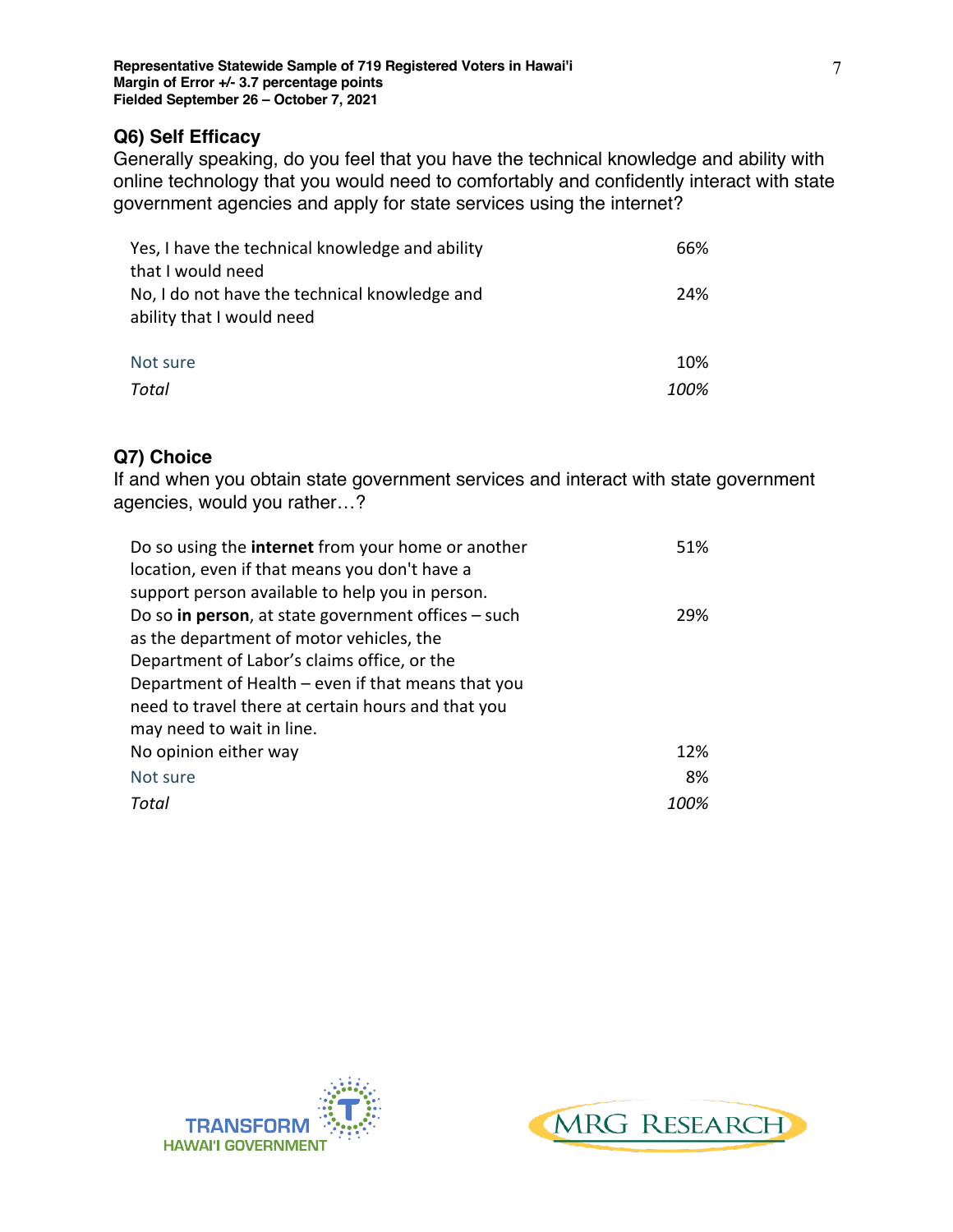## Q6) Self Efficacy

Generally speaking, do you feel that you have the technical knowledge and ability with online technology that you would need to comfortably and confidently interact with state government agencies and apply for state services using the internet?

| | |
|---|---|
| Yes, I have the technical knowledge and ability that I would need | 66% |
| No, I do not have the technical knowledge and ability that I would need | 24% |
| Not sure | 10% |
| *Total* | *100%* |

## Q7) Choice

If and when you obtain state government services and interact with state government agencies, would you rather…?

| | |
|---|---|
| Do so using the **internet** from your home or another location, even if that means you don't have a support person available to help you in person. | 51% |
| Do so **in person**, at state government offices – such as the department of motor vehicles, the Department of Labor's claims office, or the Department of Health – even if that means that you need to travel there at certain hours and that you may need to wait in line. | 29% |
| No opinion either way | 12% |
| Not sure | 8% |
| *Total* | *100%* |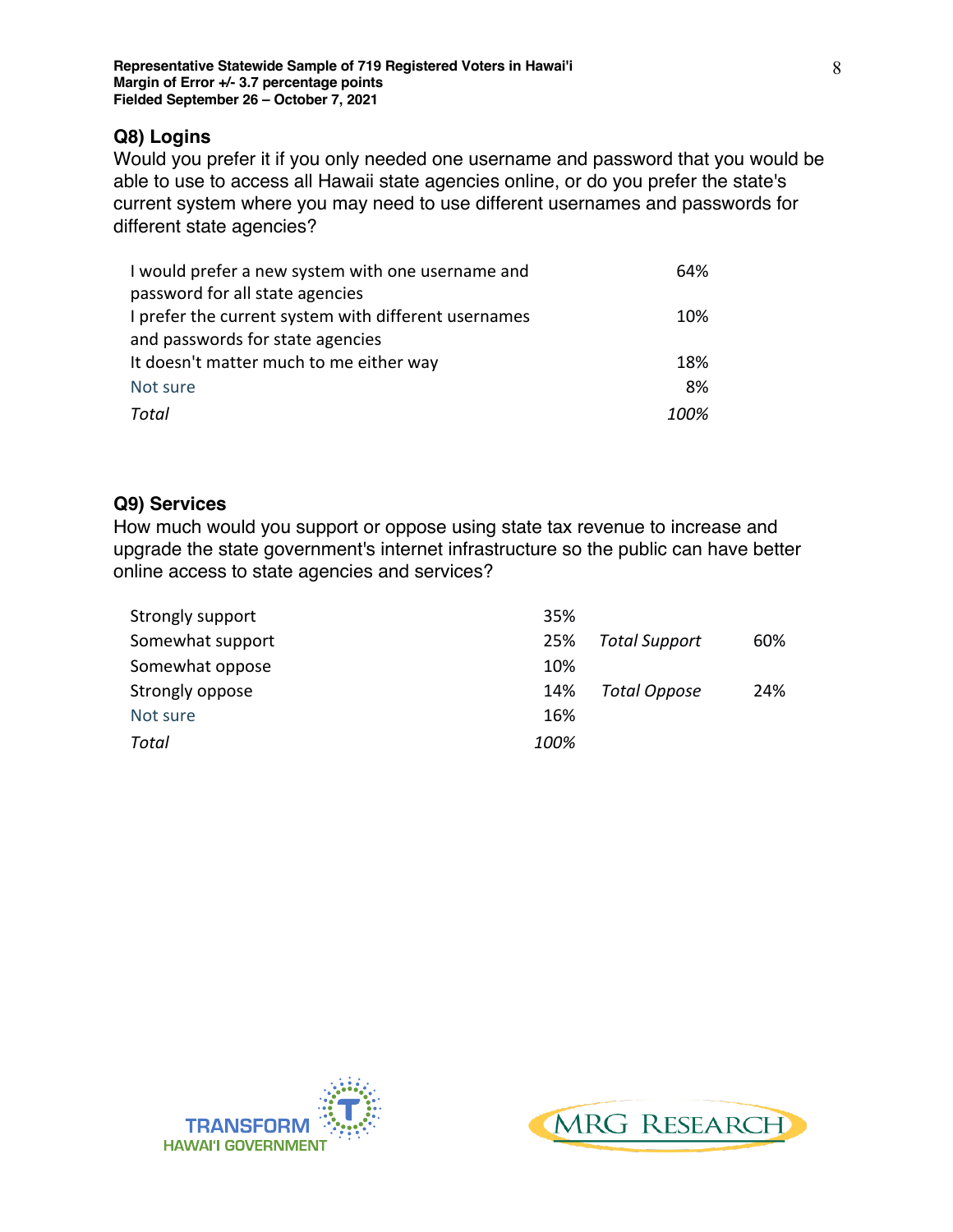**Representative Statewide Sample of 719 Registered Voters in Hawai'i**
**Margin of Error +/- 3.7 percentage points**
**Fielded September 26 – October 7, 2021**

### Q8) Logins

Would you prefer it if you only needed one username and password that you would be able to use to access all Hawaii state agencies online, or do you prefer the state's current system where you may need to use different usernames and passwords for different state agencies?

| | |
|---|---|
| I would prefer a new system with one username and password for all state agencies | 64% |
| I prefer the current system with different usernames and passwords for state agencies | 10% |
| It doesn't matter much to me either way | 18% |
| Not sure | 8% |
| *Total* | *100%* |

### Q9) Services

How much would you support or oppose using state tax revenue to increase and upgrade the state government's internet infrastructure so the public can have better online access to state agencies and services?

| | | | |
|---|---|---|---|
| Strongly support | 35% | | |
| Somewhat support | 25% | *Total Support* | 60% |
| Somewhat oppose | 10% | | |
| Strongly oppose | 14% | *Total Oppose* | 24% |
| Not sure | 16% | | |
| *Total* | *100%* | | |

TRANSFORM HAWAI'I GOVERNMENT

MRG RESEARCH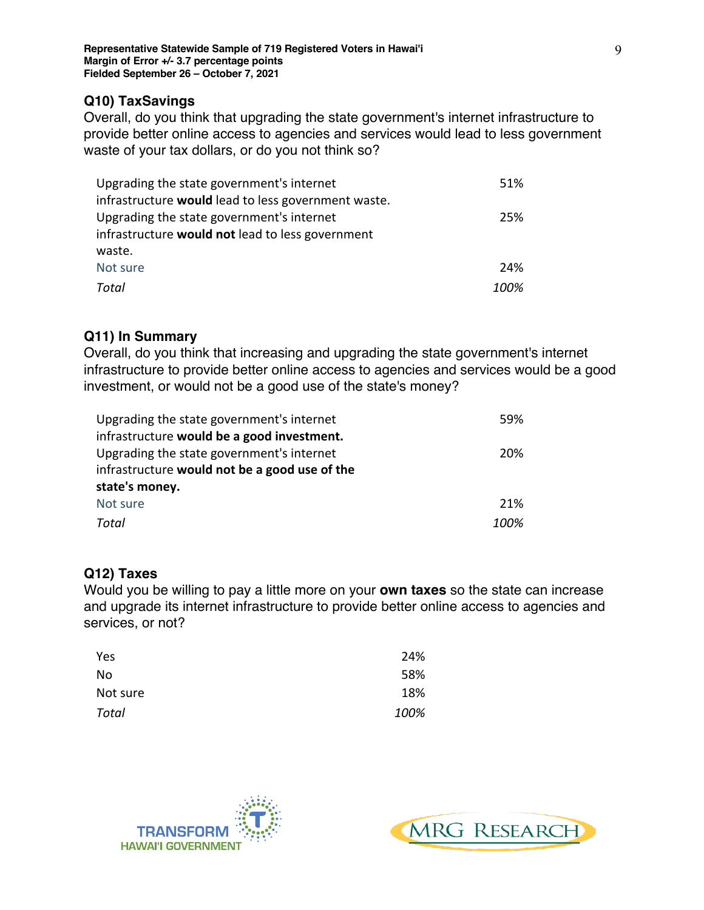**Representative Statewide Sample of 719 Registered Voters in Hawai'i**
**Margin of Error +/- 3.7 percentage points**
**Fielded September 26 – October 7, 2021**

### Q10) TaxSavings

Overall, do you think that upgrading the state government's internet infrastructure to provide better online access to agencies and services would lead to less government waste of your tax dollars, or do you not think so?

| | |
|---|---|
| Upgrading the state government's internet infrastructure **would** lead to less government waste. | 51% |
| Upgrading the state government's internet infrastructure **would not** lead to less government waste. | 25% |
| Not sure | 24% |
| *Total* | *100%* |

### Q11) In Summary

Overall, do you think that increasing and upgrading the state government's internet infrastructure to provide better online access to agencies and services would be a good investment, or would not be a good use of the state's money?

| | |
|---|---|
| Upgrading the state government's internet infrastructure **would be a good investment.** | 59% |
| Upgrading the state government's internet infrastructure **would not be a good use of the state's money.** | 20% |
| Not sure | 21% |
| *Total* | *100%* |

### Q12) Taxes

Would you be willing to pay a little more on your **own taxes** so the state can increase and upgrade its internet infrastructure to provide better online access to agencies and services, or not?

| | |
|---|---|
| Yes | 24% |
| No | 58% |
| Not sure | 18% |
| *Total* | *100%* |

TRANSFORM HAWAI'I GOVERNMENT

MRG RESEARCH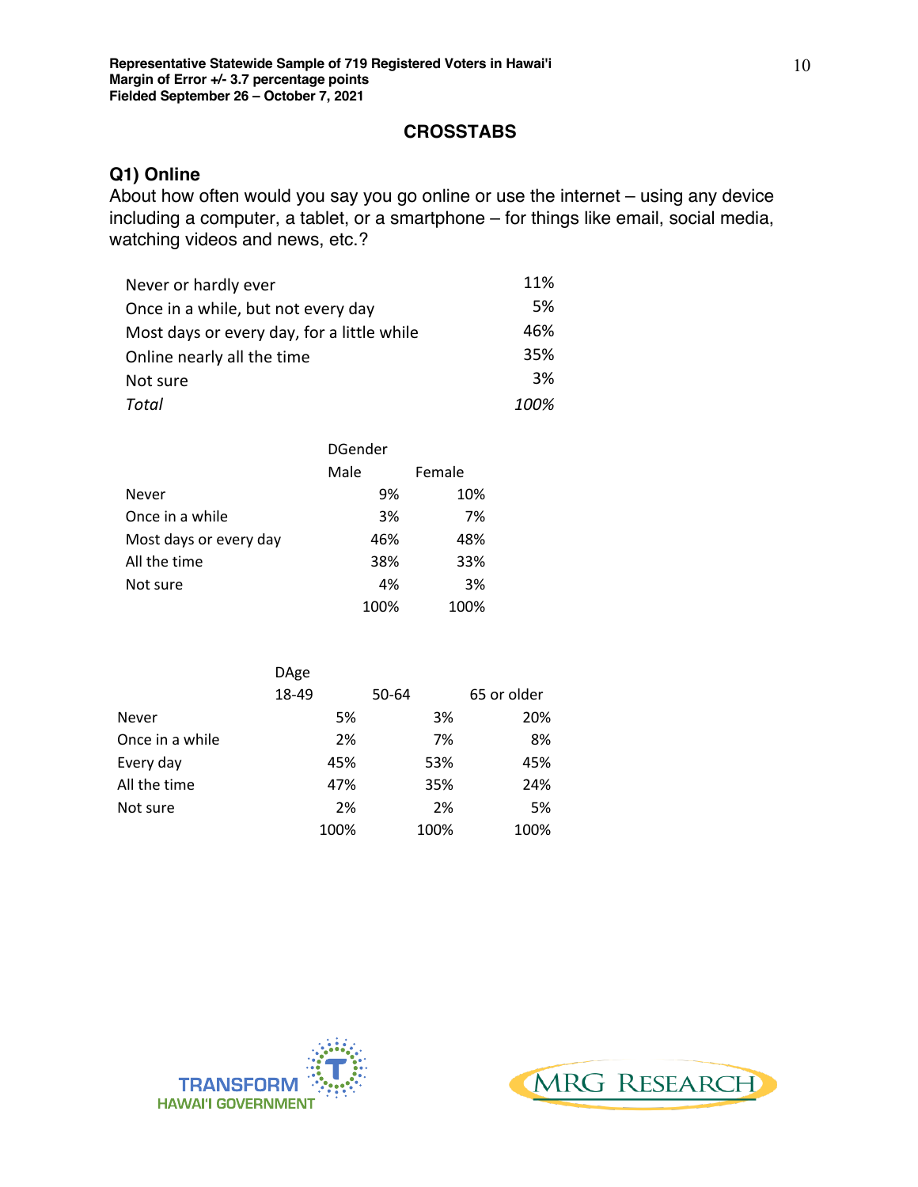Representative Statewide Sample of 719 Registered Voters in Hawai'i
Margin of Error +/- 3.7 percentage points
Fielded September 26 – October 7, 2021

## CROSSTABS

### Q1) Online

About how often would you say you go online or use the internet – using any device including a computer, a tablet, or a smartphone – for things like email, social media, watching videos and news, etc.?

| | |
|---|---|
| Never or hardly ever | 11% |
| Once in a while, but not every day | 5% |
| Most days or every day, for a little while | 46% |
| Online nearly all the time | 35% |
| Not sure | 3% |
| *Total* | *100%* |

| | DGender | |
|---|---|---|
| | Male | Female |
| Never | 9% | 10% |
| Once in a while | 3% | 7% |
| Most days or every day | 46% | 48% |
| All the time | 38% | 33% |
| Not sure | 4% | 3% |
| | 100% | 100% |

| | DAge | | |
|---|---|---|---|
| | 18-49 | 50-64 | 65 or older |
| Never | 5% | 3% | 20% |
| Once in a while | 2% | 7% | 8% |
| Every day | 45% | 53% | 45% |
| All the time | 47% | 35% | 24% |
| Not sure | 2% | 2% | 5% |
| | 100% | 100% | 100% |

TRANSFORM HAWAI'I GOVERNMENT

MRG RESEARCH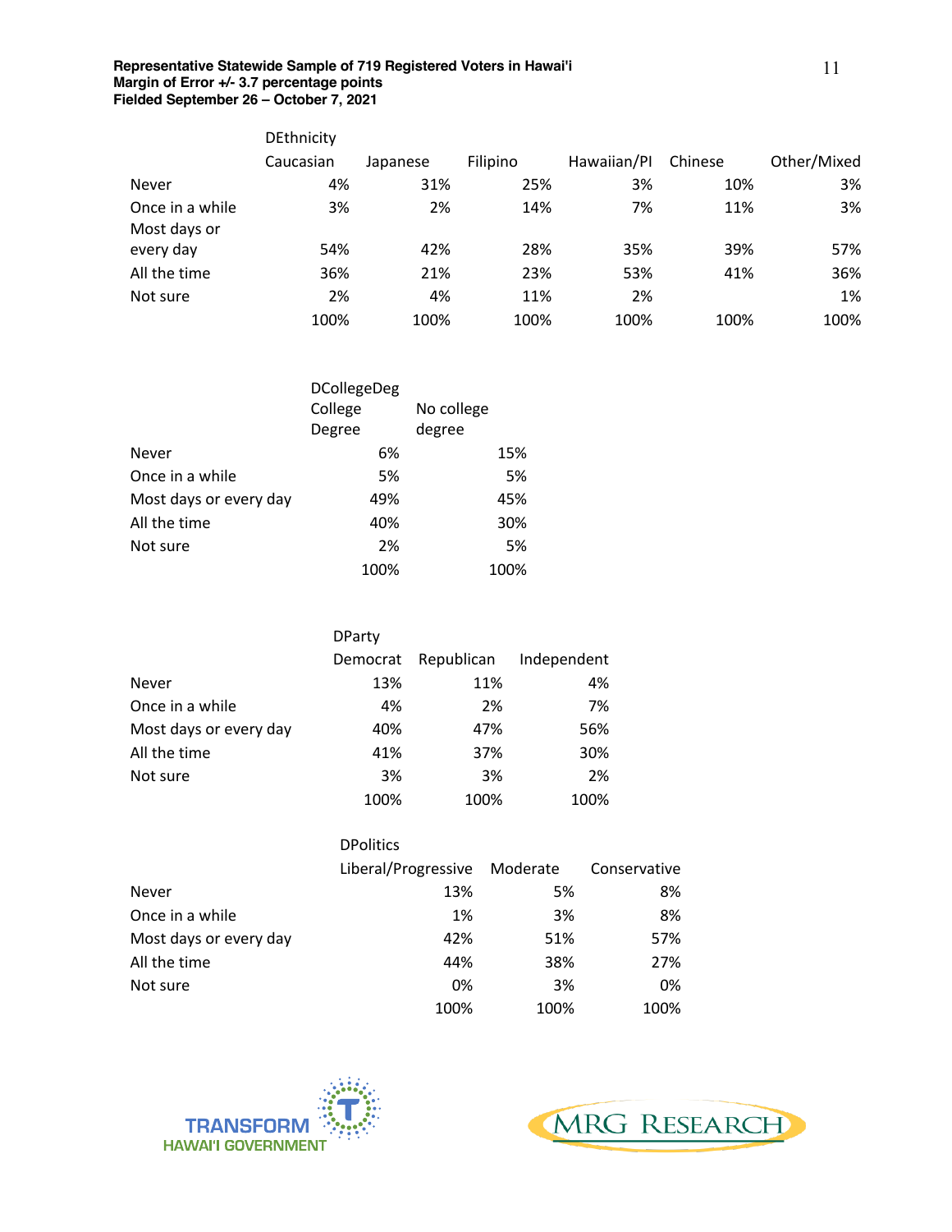**Representative Statewide Sample of 719 Registered Voters in Hawai'i**
**Margin of Error +/- 3.7 percentage points**
**Fielded September 26 – October 7, 2021**

| | DEthnicity | | | | | |
|---|---|---|---|---|---|---|
| | Caucasian | Japanese | Filipino | Hawaiian/PI | Chinese | Other/Mixed |
| Never | 4% | 31% | 25% | 3% | 10% | 3% |
| Once in a while | 3% | 2% | 14% | 7% | 11% | 3% |
| Most days or every day | 54% | 42% | 28% | 35% | 39% | 57% |
| All the time | 36% | 21% | 23% | 53% | 41% | 36% |
| Not sure | 2% | 4% | 11% | 2% | | 1% |
| | 100% | 100% | 100% | 100% | 100% | 100% |

| | DCollegeDeg | |
|---|---|---|
| | College Degree | No college degree |
| Never | 6% | 15% |
| Once in a while | 5% | 5% |
| Most days or every day | 49% | 45% |
| All the time | 40% | 30% |
| Not sure | 2% | 5% |
| | 100% | 100% |

| | DParty | | |
|---|---|---|---|
| | Democrat | Republican | Independent |
| Never | 13% | 11% | 4% |
| Once in a while | 4% | 2% | 7% |
| Most days or every day | 40% | 47% | 56% |
| All the time | 41% | 37% | 30% |
| Not sure | 3% | 3% | 2% |
| | 100% | 100% | 100% |

| | DPolitics | | |
|---|---|---|---|
| | Liberal/Progressive | Moderate | Conservative |
| Never | 13% | 5% | 8% |
| Once in a while | 1% | 3% | 8% |
| Most days or every day | 42% | 51% | 57% |
| All the time | 44% | 38% | 27% |
| Not sure | 0% | 3% | 0% |
| | 100% | 100% | 100% |

TRANSFORM HAWAI'I GOVERNMENT

MRG RESEARCH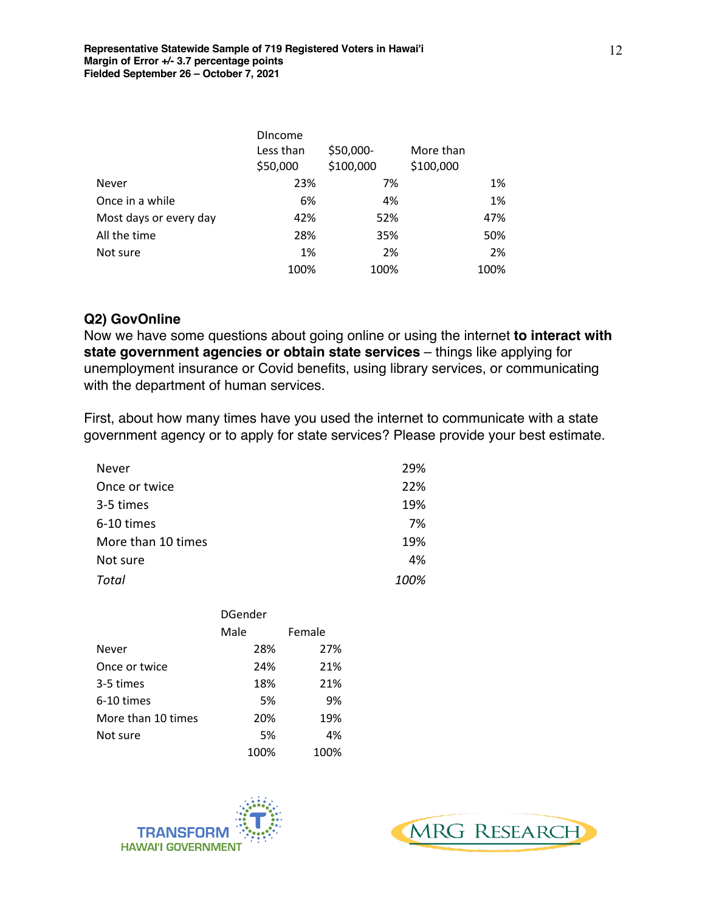| | DIncome | | |
|---|---|---|---|
| | Less than $50,000 | $50,000-$100,000 | More than $100,000 |
| Never | 23% | 7% | 1% |
| Once in a while | 6% | 4% | 1% |
| Most days or every day | 42% | 52% | 47% |
| All the time | 28% | 35% | 50% |
| Not sure | 1% | 2% | 2% |
| | 100% | 100% | 100% |

### Q2) GovOnline

Now we have some questions about going online or using the internet **to interact with state government agencies or obtain state services** – things like applying for unemployment insurance or Covid benefits, using library services, or communicating with the department of human services.

First, about how many times have you used the internet to communicate with a state government agency or to apply for state services? Please provide your best estimate.

| | |
|---|---|
| Never | 29% |
| Once or twice | 22% |
| 3-5 times | 19% |
| 6-10 times | 7% |
| More than 10 times | 19% |
| Not sure | 4% |
| *Total* | *100%* |

| | DGender | |
|---|---|---|
| | Male | Female |
| Never | 28% | 27% |
| Once or twice | 24% | 21% |
| 3-5 times | 18% | 21% |
| 6-10 times | 5% | 9% |
| More than 10 times | 20% | 19% |
| Not sure | 5% | 4% |
| | 100% | 100% |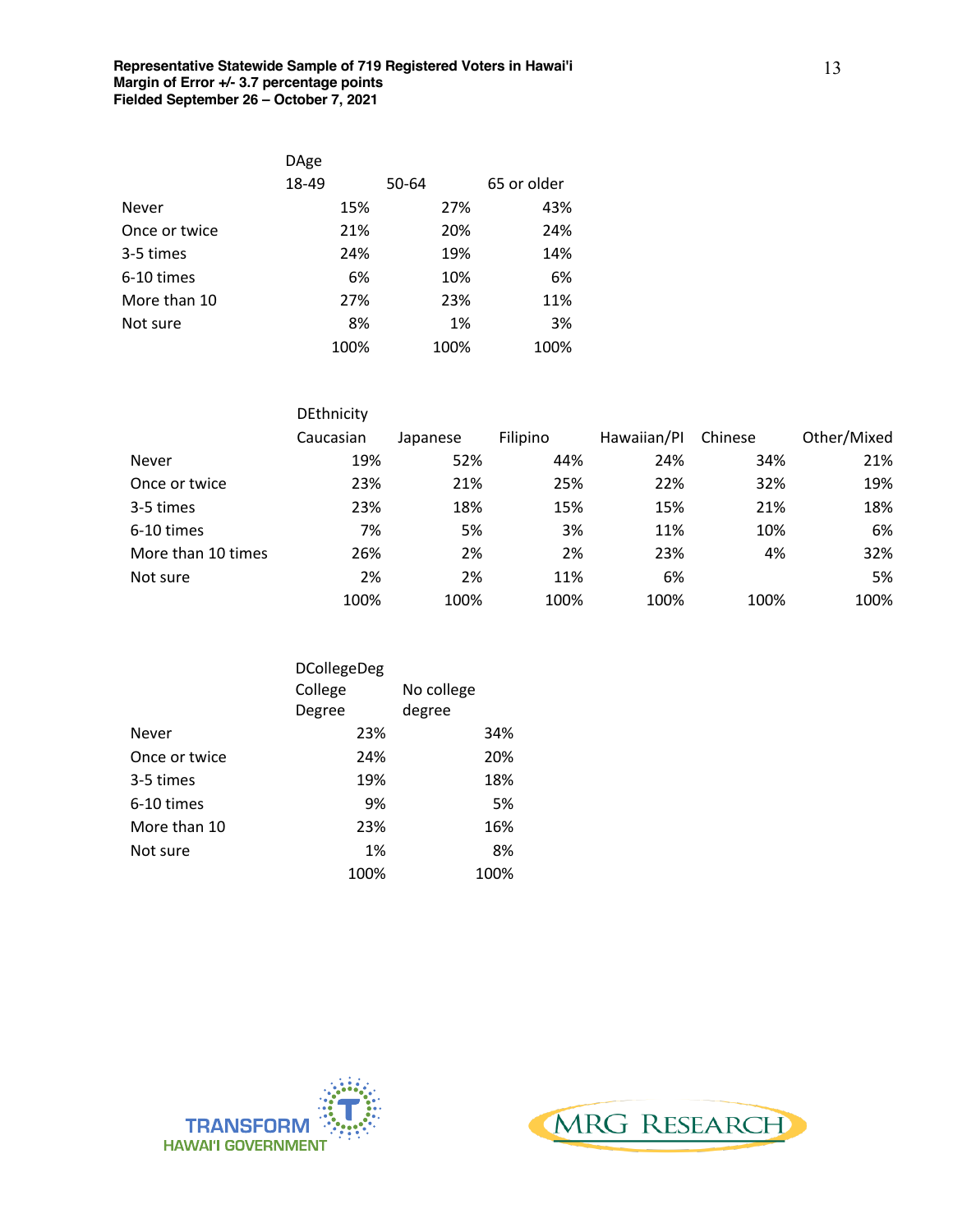**Representative Statewide Sample of 719 Registered Voters in Hawai'i**
**Margin of Error +/- 3.7 percentage points**
**Fielded September 26 – October 7, 2021**

| | DAge | | |
|---|---|---|---|
| | 18-49 | 50-64 | 65 or older |
| Never | 15% | 27% | 43% |
| Once or twice | 21% | 20% | 24% |
| 3-5 times | 24% | 19% | 14% |
| 6-10 times | 6% | 10% | 6% |
| More than 10 | 27% | 23% | 11% |
| Not sure | 8% | 1% | 3% |
| | 100% | 100% | 100% |

| | DEthnicity | | | | | |
|---|---|---|---|---|---|---|
| | Caucasian | Japanese | Filipino | Hawaiian/PI | Chinese | Other/Mixed |
| Never | 19% | 52% | 44% | 24% | 34% | 21% |
| Once or twice | 23% | 21% | 25% | 22% | 32% | 19% |
| 3-5 times | 23% | 18% | 15% | 15% | 21% | 18% |
| 6-10 times | 7% | 5% | 3% | 11% | 10% | 6% |
| More than 10 times | 26% | 2% | 2% | 23% | 4% | 32% |
| Not sure | 2% | 2% | 11% | 6% | | 5% |
| | 100% | 100% | 100% | 100% | 100% | 100% |

| | DCollegeDeg | |
|---|---|---|
| | College Degree | No college degree |
| Never | 23% | 34% |
| Once or twice | 24% | 20% |
| 3-5 times | 19% | 18% |
| 6-10 times | 9% | 5% |
| More than 10 | 23% | 16% |
| Not sure | 1% | 8% |
| | 100% | 100% |

TRANSFORM HAWAI'I GOVERNMENT

MRG RESEARCH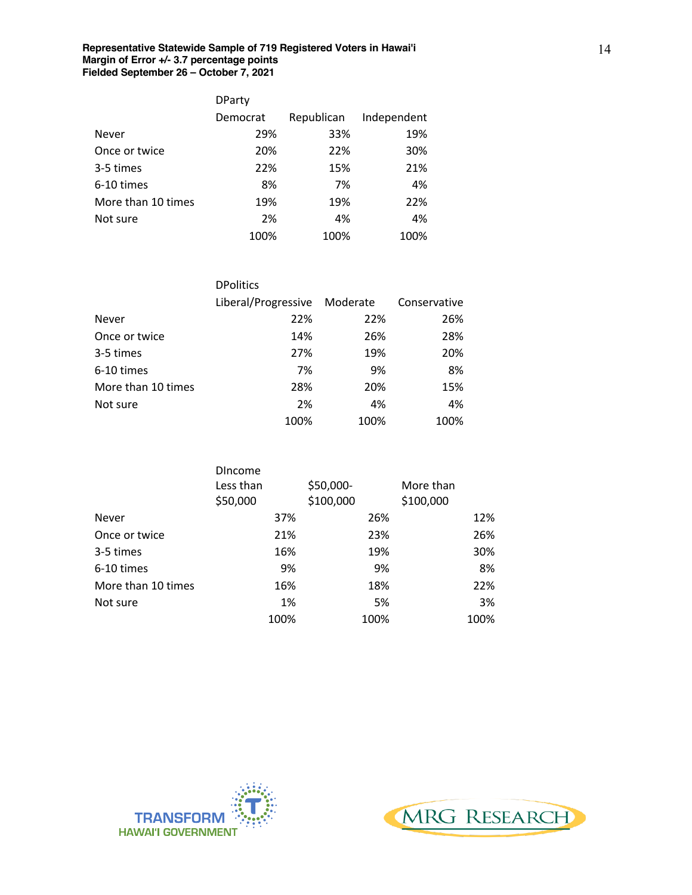**Representative Statewide Sample of 719 Registered Voters in Hawai'i**
**Margin of Error +/- 3.7 percentage points**
**Fielded September 26 – October 7, 2021**

| | DParty | | |
|---|---|---|---|
| | Democrat | Republican | Independent |
| Never | 29% | 33% | 19% |
| Once or twice | 20% | 22% | 30% |
| 3-5 times | 22% | 15% | 21% |
| 6-10 times | 8% | 7% | 4% |
| More than 10 times | 19% | 19% | 22% |
| Not sure | 2% | 4% | 4% |
| | 100% | 100% | 100% |

| | DPolitics | | |
|---|---|---|---|
| | Liberal/Progressive | Moderate | Conservative |
| Never | 22% | 22% | 26% |
| Once or twice | 14% | 26% | 28% |
| 3-5 times | 27% | 19% | 20% |
| 6-10 times | 7% | 9% | 8% |
| More than 10 times | 28% | 20% | 15% |
| Not sure | 2% | 4% | 4% |
| | 100% | 100% | 100% |

| | DIncome | | |
|---|---|---|---|
| | Less than $50,000 | $50,000-$100,000 | More than $100,000 |
| Never | 37% | 26% | 12% |
| Once or twice | 21% | 23% | 26% |
| 3-5 times | 16% | 19% | 30% |
| 6-10 times | 9% | 9% | 8% |
| More than 10 times | 16% | 18% | 22% |
| Not sure | 1% | 5% | 3% |
| | 100% | 100% | 100% |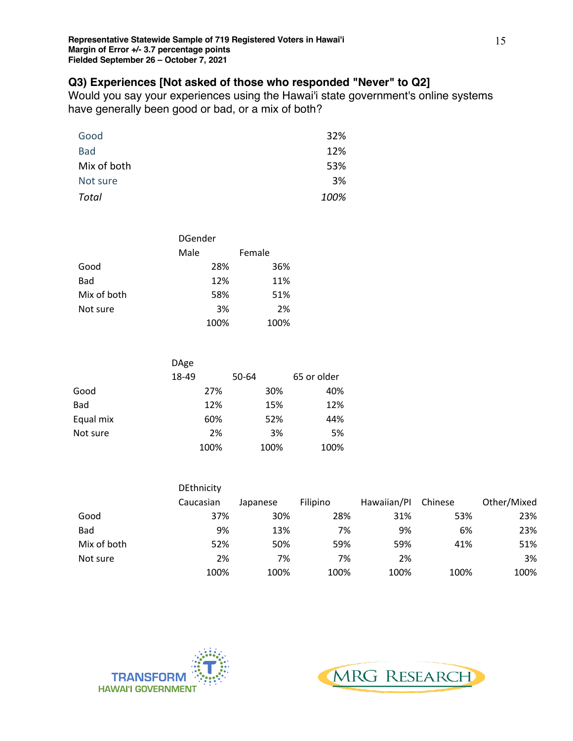**Representative Statewide Sample of 719 Registered Voters in Hawai'i**
**Margin of Error +/- 3.7 percentage points**
**Fielded September 26 – October 7, 2021**

### Q3) Experiences [Not asked of those who responded "Never" to Q2]

Would you say your experiences using the Hawai'i state government's online systems have generally been good or bad, or a mix of both?

| | |
|---|---|
| Good | 32% |
| Bad | 12% |
| Mix of both | 53% |
| Not sure | 3% |
| *Total* | *100%* |

| | DGender | |
|---|---|---|
| | Male | Female |
| Good | 28% | 36% |
| Bad | 12% | 11% |
| Mix of both | 58% | 51% |
| Not sure | 3% | 2% |
| | 100% | 100% |

| | DAge | | |
|---|---|---|---|
| | 18-49 | 50-64 | 65 or older |
| Good | 27% | 30% | 40% |
| Bad | 12% | 15% | 12% |
| Equal mix | 60% | 52% | 44% |
| Not sure | 2% | 3% | 5% |
| | 100% | 100% | 100% |

| | DEthnicity | | | | | |
|---|---|---|---|---|---|---|
| | Caucasian | Japanese | Filipino | Hawaiian/PI | Chinese | Other/Mixed |
| Good | 37% | 30% | 28% | 31% | 53% | 23% |
| Bad | 9% | 13% | 7% | 9% | 6% | 23% |
| Mix of both | 52% | 50% | 59% | 59% | 41% | 51% |
| Not sure | 2% | 7% | 7% | 2% | | 3% |
| | 100% | 100% | 100% | 100% | 100% | 100% |

TRANSFORM HAWAI'I GOVERNMENT

MRG RESEARCH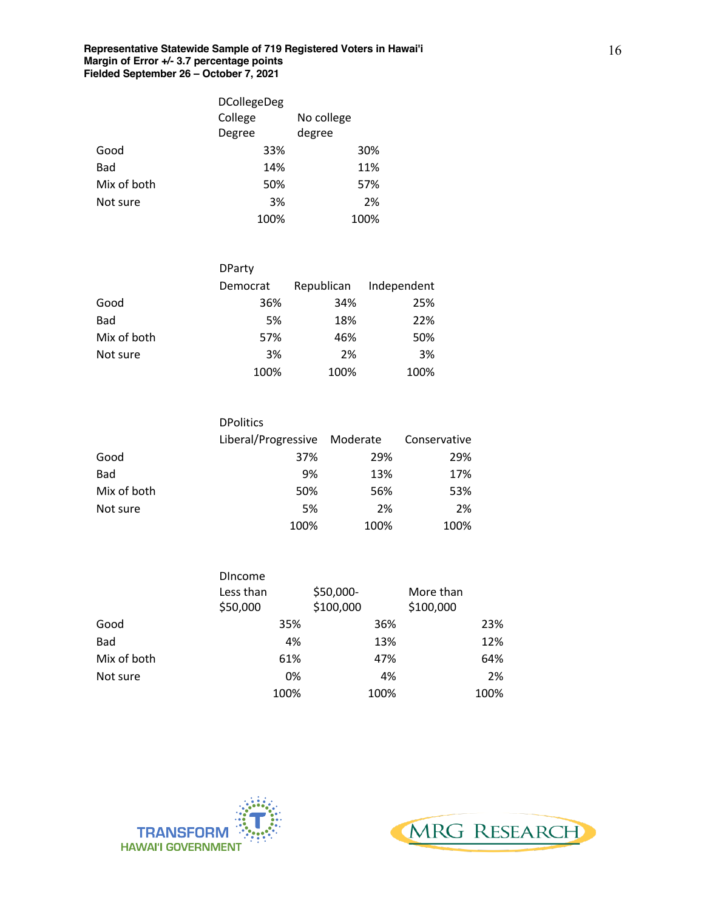**Representative Statewide Sample of 719 Registered Voters in Hawai'i**
**Margin of Error +/- 3.7 percentage points**
**Fielded September 26 – October 7, 2021**

| | DCollegeDeg | |
|---|---|---|
| | College Degree | No college degree |
| Good | 33% | 30% |
| Bad | 14% | 11% |
| Mix of both | 50% | 57% |
| Not sure | 3% | 2% |
| | 100% | 100% |

| | DParty | | |
|---|---|---|---|
| | Democrat | Republican | Independent |
| Good | 36% | 34% | 25% |
| Bad | 5% | 18% | 22% |
| Mix of both | 57% | 46% | 50% |
| Not sure | 3% | 2% | 3% |
| | 100% | 100% | 100% |

| | DPolitics | | |
|---|---|---|---|
| | Liberal/Progressive | Moderate | Conservative |
| Good | 37% | 29% | 29% |
| Bad | 9% | 13% | 17% |
| Mix of both | 50% | 56% | 53% |
| Not sure | 5% | 2% | 2% |
| | 100% | 100% | 100% |

| | DIncome | | |
|---|---|---|---|
| | Less than $50,000 | $50,000-$100,000 | More than $100,000 |
| Good | 35% | 36% | 23% |
| Bad | 4% | 13% | 12% |
| Mix of both | 61% | 47% | 64% |
| Not sure | 0% | 4% | 2% |
| | 100% | 100% | 100% |

TRANSFORM HAWAI'I GOVERNMENT

MRG RESEARCH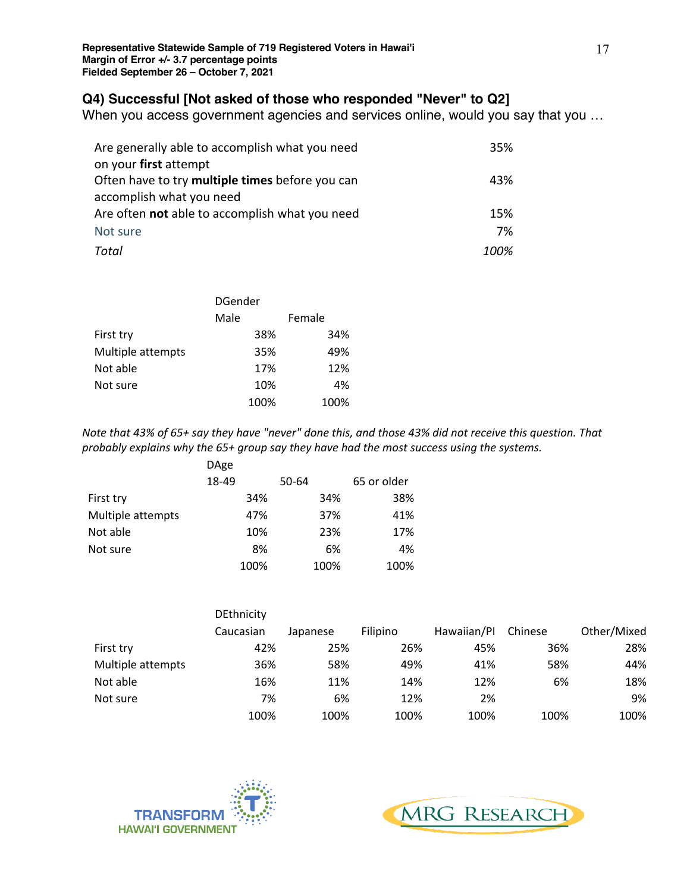**Representative Statewide Sample of 719 Registered Voters in Hawai'i**
**Margin of Error +/- 3.7 percentage points**
**Fielded September 26 – October 7, 2021**

### Q4) Successful [Not asked of those who responded "Never" to Q2]

When you access government agencies and services online, would you say that you …

| | |
|---|---|
| Are generally able to accomplish what you need on your **first** attempt | 35% |
| Often have to try **multiple times** before you can accomplish what you need | 43% |
| Are often **not** able to accomplish what you need | 15% |
| Not sure | 7% |
| *Total* | *100%* |

| | DGender | |
|---|---|---|
| | Male | Female |
| First try | 38% | 34% |
| Multiple attempts | 35% | 49% |
| Not able | 17% | 12% |
| Not sure | 10% | 4% |
| | 100% | 100% |

*Note that 43% of 65+ say they have "never" done this, and those 43% did not receive this question. That probably explains why the 65+ group say they have had the most success using the systems.*

| | DAge | | |
|---|---|---|---|
| | 18-49 | 50-64 | 65 or older |
| First try | 34% | 34% | 38% |
| Multiple attempts | 47% | 37% | 41% |
| Not able | 10% | 23% | 17% |
| Not sure | 8% | 6% | 4% |
| | 100% | 100% | 100% |

| | DEthnicity | | | | | |
|---|---|---|---|---|---|---|
| | Caucasian | Japanese | Filipino | Hawaiian/PI | Chinese | Other/Mixed |
| First try | 42% | 25% | 26% | 45% | 36% | 28% |
| Multiple attempts | 36% | 58% | 49% | 41% | 58% | 44% |
| Not able | 16% | 11% | 14% | 12% | 6% | 18% |
| Not sure | 7% | 6% | 12% | 2% | | 9% |
| | 100% | 100% | 100% | 100% | 100% | 100% |

TRANSFORM HAWAI'I GOVERNMENT

MRG RESEARCH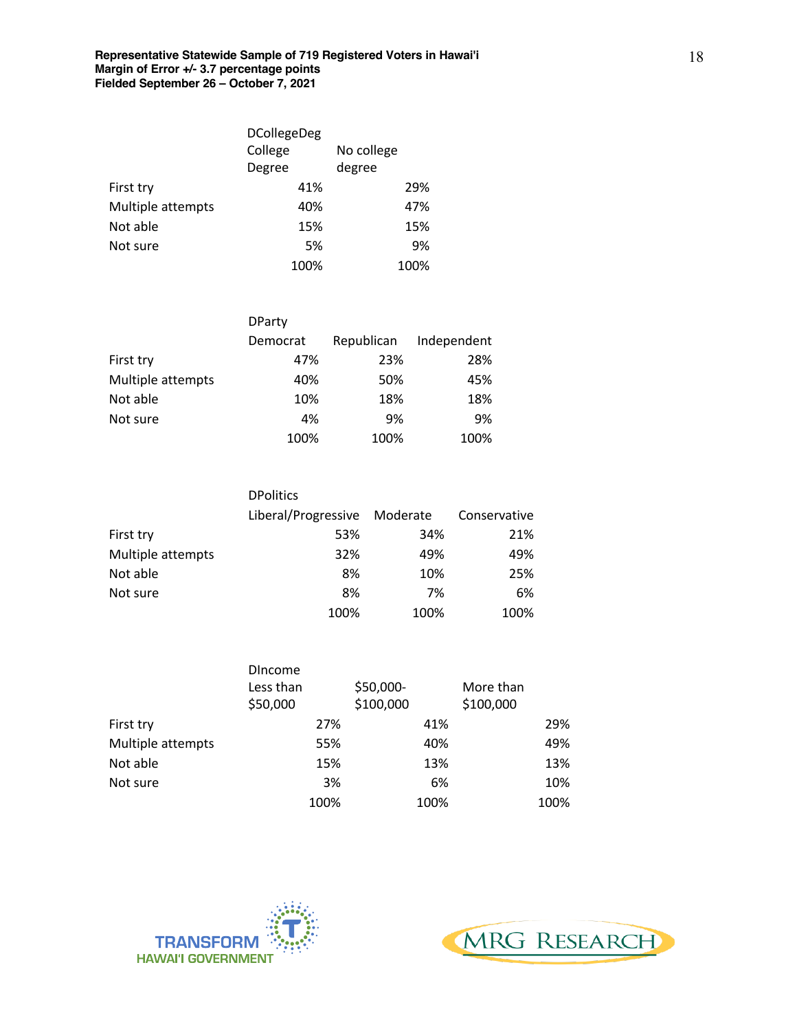**Representative Statewide Sample of 719 Registered Voters in Hawai'i**
**Margin of Error +/- 3.7 percentage points**
**Fielded September 26 – October 7, 2021**

| | DCollegeDeg | |
|---|---|---|
| | College Degree | No college degree |
| First try | 41% | 29% |
| Multiple attempts | 40% | 47% |
| Not able | 15% | 15% |
| Not sure | 5% | 9% |
| | 100% | 100% |

| | DParty | | |
|---|---|---|---|
| | Democrat | Republican | Independent |
| First try | 47% | 23% | 28% |
| Multiple attempts | 40% | 50% | 45% |
| Not able | 10% | 18% | 18% |
| Not sure | 4% | 9% | 9% |
| | 100% | 100% | 100% |

| | DPolitics | | |
|---|---|---|---|
| | Liberal/Progressive | Moderate | Conservative |
| First try | 53% | 34% | 21% |
| Multiple attempts | 32% | 49% | 49% |
| Not able | 8% | 10% | 25% |
| Not sure | 8% | 7% | 6% |
| | 100% | 100% | 100% |

| | DIncome | | |
|---|---|---|---|
| | Less than $50,000 | $50,000-$100,000 | More than $100,000 |
| First try | 27% | 41% | 29% |
| Multiple attempts | 55% | 40% | 49% |
| Not able | 15% | 13% | 13% |
| Not sure | 3% | 6% | 10% |
| | 100% | 100% | 100% |

TRANSFORM HAWAI'I GOVERNMENT

MRG RESEARCH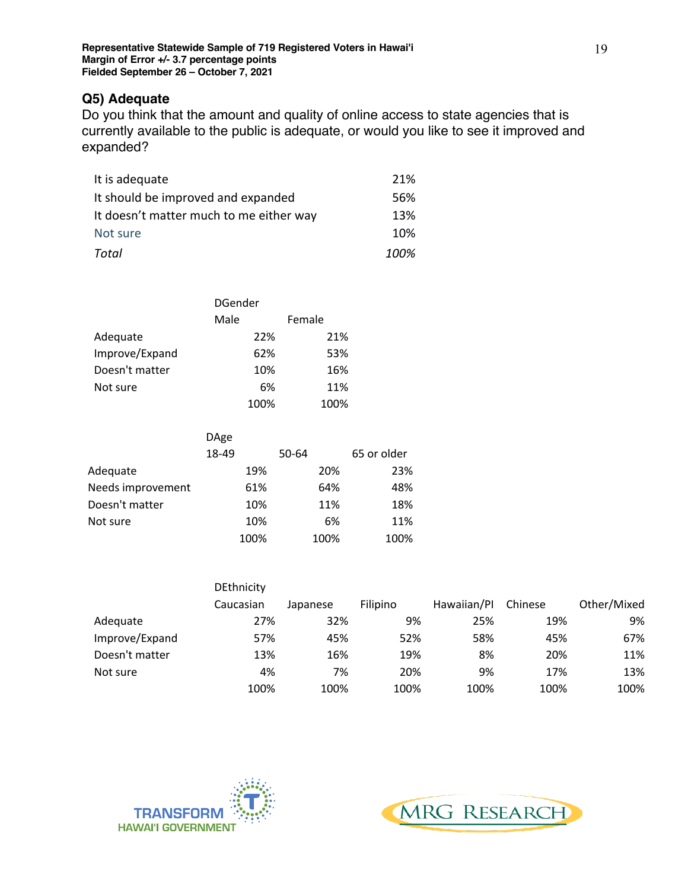**Representative Statewide Sample of 719 Registered Voters in Hawai'i**
**Margin of Error +/- 3.7 percentage points**
**Fielded September 26 – October 7, 2021**

### Q5) Adequate

Do you think that the amount and quality of online access to state agencies that is currently available to the public is adequate, or would you like to see it improved and expanded?

| | |
|---|---|
| It is adequate | 21% |
| It should be improved and expanded | 56% |
| It doesn't matter much to me either way | 13% |
| Not sure | 10% |
| *Total* | *100%* |

| | DGender | |
|---|---|---|
| | Male | Female |
| Adequate | 22% | 21% |
| Improve/Expand | 62% | 53% |
| Doesn't matter | 10% | 16% |
| Not sure | 6% | 11% |
| | 100% | 100% |

| | DAge | | |
|---|---|---|---|
| | 18-49 | 50-64 | 65 or older |
| Adequate | 19% | 20% | 23% |
| Needs improvement | 61% | 64% | 48% |
| Doesn't matter | 10% | 11% | 18% |
| Not sure | 10% | 6% | 11% |
| | 100% | 100% | 100% |

| | DEthnicity | | | | | |
|---|---|---|---|---|---|---|
| | Caucasian | Japanese | Filipino | Hawaiian/PI | Chinese | Other/Mixed |
| Adequate | 27% | 32% | 9% | 25% | 19% | 9% |
| Improve/Expand | 57% | 45% | 52% | 58% | 45% | 67% |
| Doesn't matter | 13% | 16% | 19% | 8% | 20% | 11% |
| Not sure | 4% | 7% | 20% | 9% | 17% | 13% |
| | 100% | 100% | 100% | 100% | 100% | 100% |

TRANSFORM HAWAI'I GOVERNMENT

MRG RESEARCH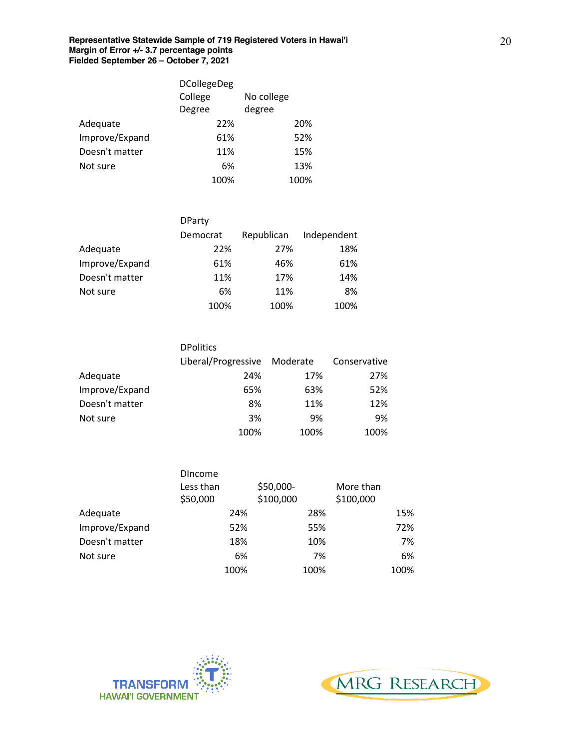**Representative Statewide Sample of 719 Registered Voters in Hawai'i**
**Margin of Error +/- 3.7 percentage points**
**Fielded September 26 – October 7, 2021**

| | DCollegeDeg | |
|---|---|---|
| | College Degree | No college degree |
| Adequate | 22% | 20% |
| Improve/Expand | 61% | 52% |
| Doesn't matter | 11% | 15% |
| Not sure | 6% | 13% |
| | 100% | 100% |

| | DParty | | |
|---|---|---|---|
| | Democrat | Republican | Independent |
| Adequate | 22% | 27% | 18% |
| Improve/Expand | 61% | 46% | 61% |
| Doesn't matter | 11% | 17% | 14% |
| Not sure | 6% | 11% | 8% |
| | 100% | 100% | 100% |

| | DPolitics | | |
|---|---|---|---|
| | Liberal/Progressive | Moderate | Conservative |
| Adequate | 24% | 17% | 27% |
| Improve/Expand | 65% | 63% | 52% |
| Doesn't matter | 8% | 11% | 12% |
| Not sure | 3% | 9% | 9% |
| | 100% | 100% | 100% |

| | DIncome | | |
|---|---|---|---|
| | Less than $50,000 | $50,000-$100,000 | More than $100,000 |
| Adequate | 24% | 28% | 15% |
| Improve/Expand | 52% | 55% | 72% |
| Doesn't matter | 18% | 10% | 7% |
| Not sure | 6% | 7% | 6% |
| | 100% | 100% | 100% |

TRANSFORM HAWAI'I GOVERNMENT

MRG RESEARCH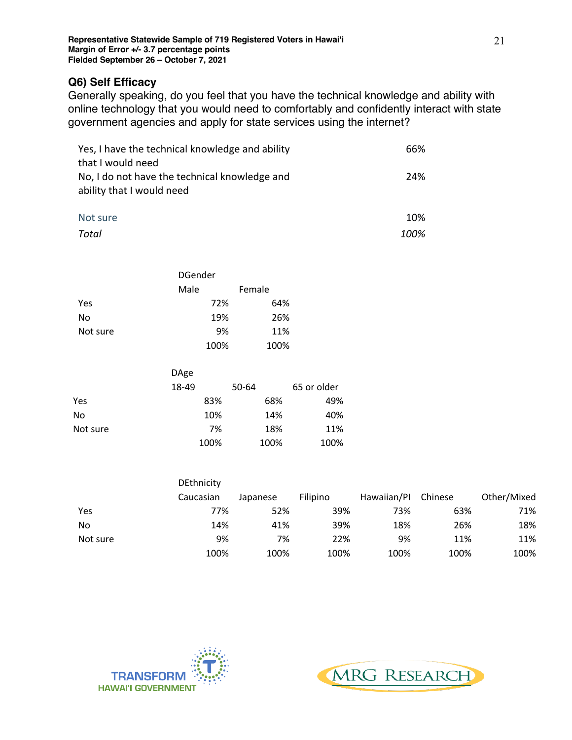**Representative Statewide Sample of 719 Registered Voters in Hawai'i**
**Margin of Error +/- 3.7 percentage points**
**Fielded September 26 – October 7, 2021**

## Q6) Self Efficacy

Generally speaking, do you feel that you have the technical knowledge and ability with online technology that you would need to comfortably and confidently interact with state government agencies and apply for state services using the internet?

| | |
|---|---|
| Yes, I have the technical knowledge and ability that I would need | 66% |
| No, I do not have the technical knowledge and ability that I would need | 24% |
| Not sure | 10% |
| *Total* | *100%* |

| | DGender | |
|---|---|---|
| | Male | Female |
| Yes | 72% | 64% |
| No | 19% | 26% |
| Not sure | 9% | 11% |
| | 100% | 100% |

| | DAge | | |
|---|---|---|---|
| | 18-49 | 50-64 | 65 or older |
| Yes | 83% | 68% | 49% |
| No | 10% | 14% | 40% |
| Not sure | 7% | 18% | 11% |
| | 100% | 100% | 100% |

| | DEthnicity | | | | | |
|---|---|---|---|---|---|---|
| | Caucasian | Japanese | Filipino | Hawaiian/PI | Chinese | Other/Mixed |
| Yes | 77% | 52% | 39% | 73% | 63% | 71% |
| No | 14% | 41% | 39% | 18% | 26% | 18% |
| Not sure | 9% | 7% | 22% | 9% | 11% | 11% |
| | 100% | 100% | 100% | 100% | 100% | 100% |

TRANSFORM HAWAI'I GOVERNMENT

MRG RESEARCH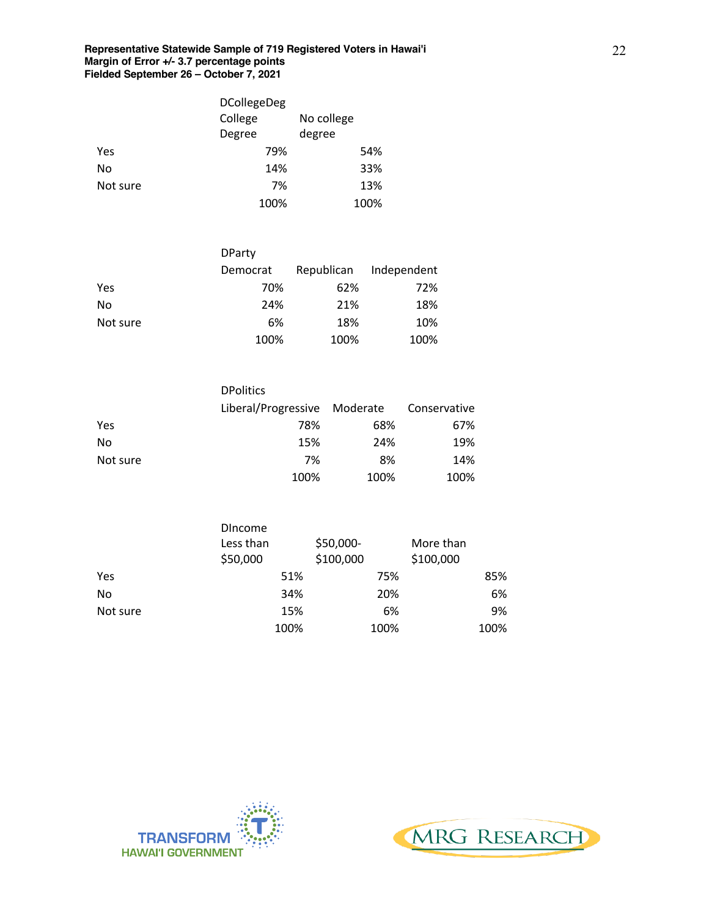**Representative Statewide Sample of 719 Registered Voters in Hawai'i**
**Margin of Error +/- 3.7 percentage points**
**Fielded September 26 – October 7, 2021**

| | DCollegeDeg | |
|---|---|---|
| | College Degree | No college degree |
| Yes | 79% | 54% |
| No | 14% | 33% |
| Not sure | 7% | 13% |
| | 100% | 100% |

| | DParty | | |
|---|---|---|---|
| | Democrat | Republican | Independent |
| Yes | 70% | 62% | 72% |
| No | 24% | 21% | 18% |
| Not sure | 6% | 18% | 10% |
| | 100% | 100% | 100% |

| | DPolitics | | |
|---|---|---|---|
| | Liberal/Progressive | Moderate | Conservative |
| Yes | 78% | 68% | 67% |
| No | 15% | 24% | 19% |
| Not sure | 7% | 8% | 14% |
| | 100% | 100% | 100% |

| | DIncome | | |
|---|---|---|---|
| | Less than $50,000 | $50,000-$100,000 | More than $100,000 |
| Yes | 51% | 75% | 85% |
| No | 34% | 20% | 6% |
| Not sure | 15% | 6% | 9% |
| | 100% | 100% | 100% |

TRANSFORM HAWAI'I GOVERNMENT

MRG RESEARCH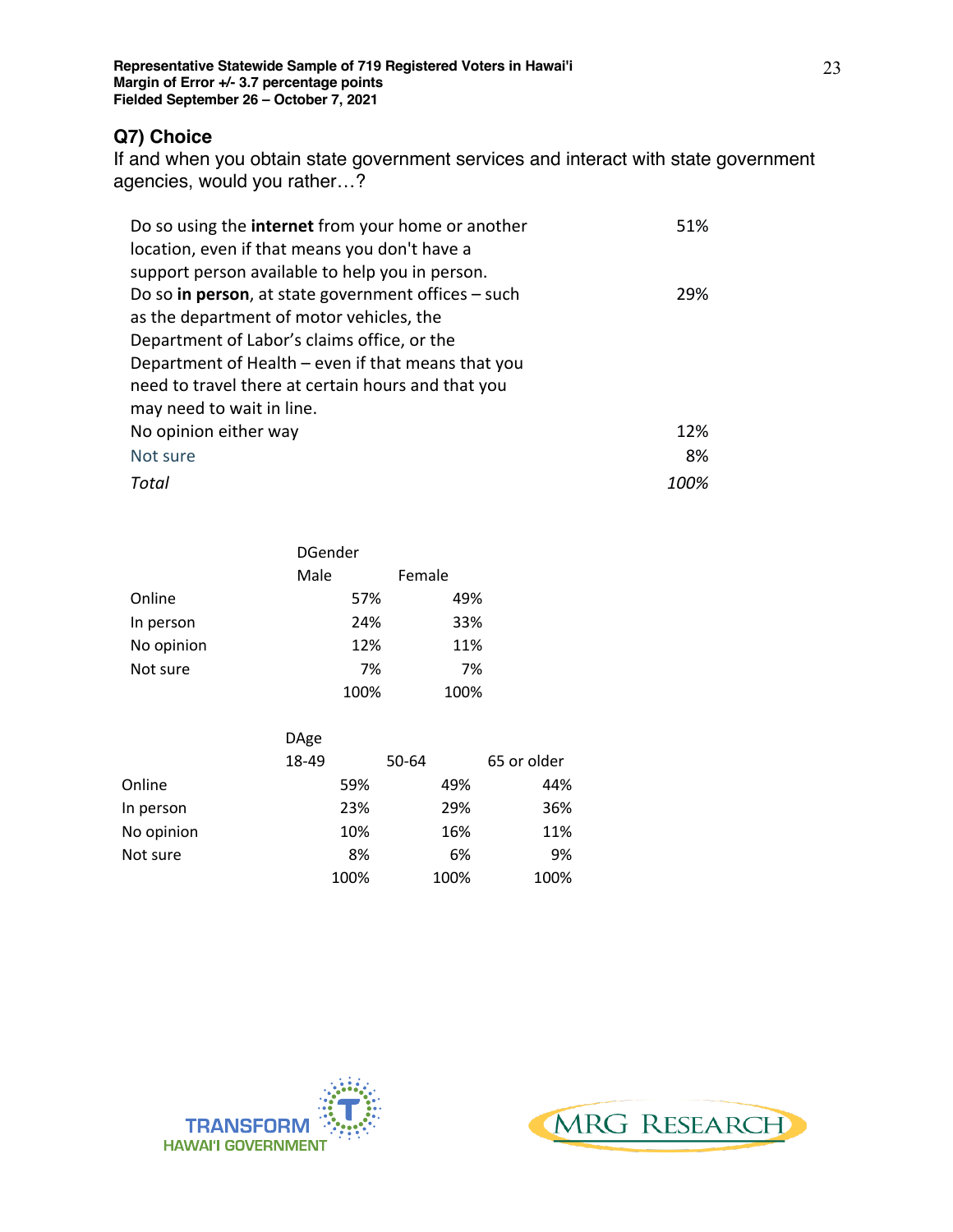**Representative Statewide Sample of 719 Registered Voters in Hawai'i**
**Margin of Error +/- 3.7 percentage points**
**Fielded September 26 – October 7, 2021**

## Q7) Choice

If and when you obtain state government services and interact with state government agencies, would you rather…?

| | |
|---|---|
| Do so using the **internet** from your home or another location, even if that means you don't have a support person available to help you in person. | 51% |
| Do so **in person**, at state government offices – such as the department of motor vehicles, the Department of Labor's claims office, or the Department of Health – even if that means that you need to travel there at certain hours and that you may need to wait in line. | 29% |
| No opinion either way | 12% |
| Not sure | 8% |
| *Total* | *100%* |

| | DGender | |
|---|---|---|
| | Male | Female |
| Online | 57% | 49% |
| In person | 24% | 33% |
| No opinion | 12% | 11% |
| Not sure | 7% | 7% |
| | 100% | 100% |

| | DAge | | |
|---|---|---|---|
| | 18-49 | 50-64 | 65 or older |
| Online | 59% | 49% | 44% |
| In person | 23% | 29% | 36% |
| No opinion | 10% | 16% | 11% |
| Not sure | 8% | 6% | 9% |
| | 100% | 100% | 100% |

TRANSFORM HAWAI'I GOVERNMENT

MRG RESEARCH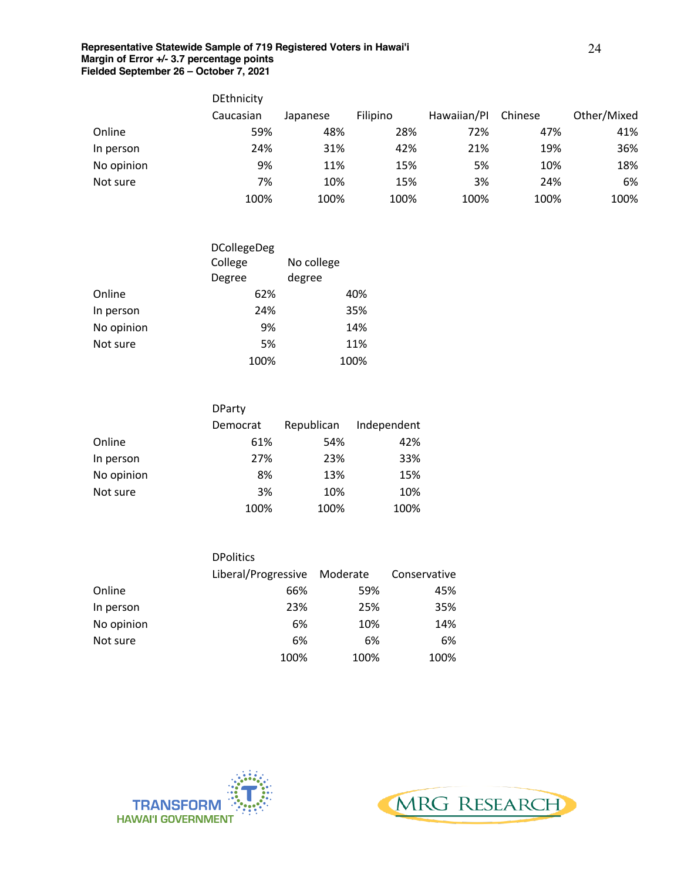**Representative Statewide Sample of 719 Registered Voters in Hawai'i**
**Margin of Error +/- 3.7 percentage points**
**Fielded September 26 – October 7, 2021**

| | DEthnicity | | | | | |
|---|---|---|---|---|---|---|
| | Caucasian | Japanese | Filipino | Hawaiian/PI | Chinese | Other/Mixed |
| Online | 59% | 48% | 28% | 72% | 47% | 41% |
| In person | 24% | 31% | 42% | 21% | 19% | 36% |
| No opinion | 9% | 11% | 15% | 5% | 10% | 18% |
| Not sure | 7% | 10% | 15% | 3% | 24% | 6% |
| | 100% | 100% | 100% | 100% | 100% | 100% |

| | DCollegeDeg | |
|---|---|---|
| | College Degree | No college degree |
| Online | 62% | 40% |
| In person | 24% | 35% |
| No opinion | 9% | 14% |
| Not sure | 5% | 11% |
| | 100% | 100% |

| | DParty | | |
|---|---|---|---|
| | Democrat | Republican | Independent |
| Online | 61% | 54% | 42% |
| In person | 27% | 23% | 33% |
| No opinion | 8% | 13% | 15% |
| Not sure | 3% | 10% | 10% |
| | 100% | 100% | 100% |

| | DPolitics | | |
|---|---|---|---|
| | Liberal/Progressive | Moderate | Conservative |
| Online | 66% | 59% | 45% |
| In person | 23% | 25% | 35% |
| No opinion | 6% | 10% | 14% |
| Not sure | 6% | 6% | 6% |
| | 100% | 100% | 100% |

TRANSFORM HAWAI'I GOVERNMENT

MRG RESEARCH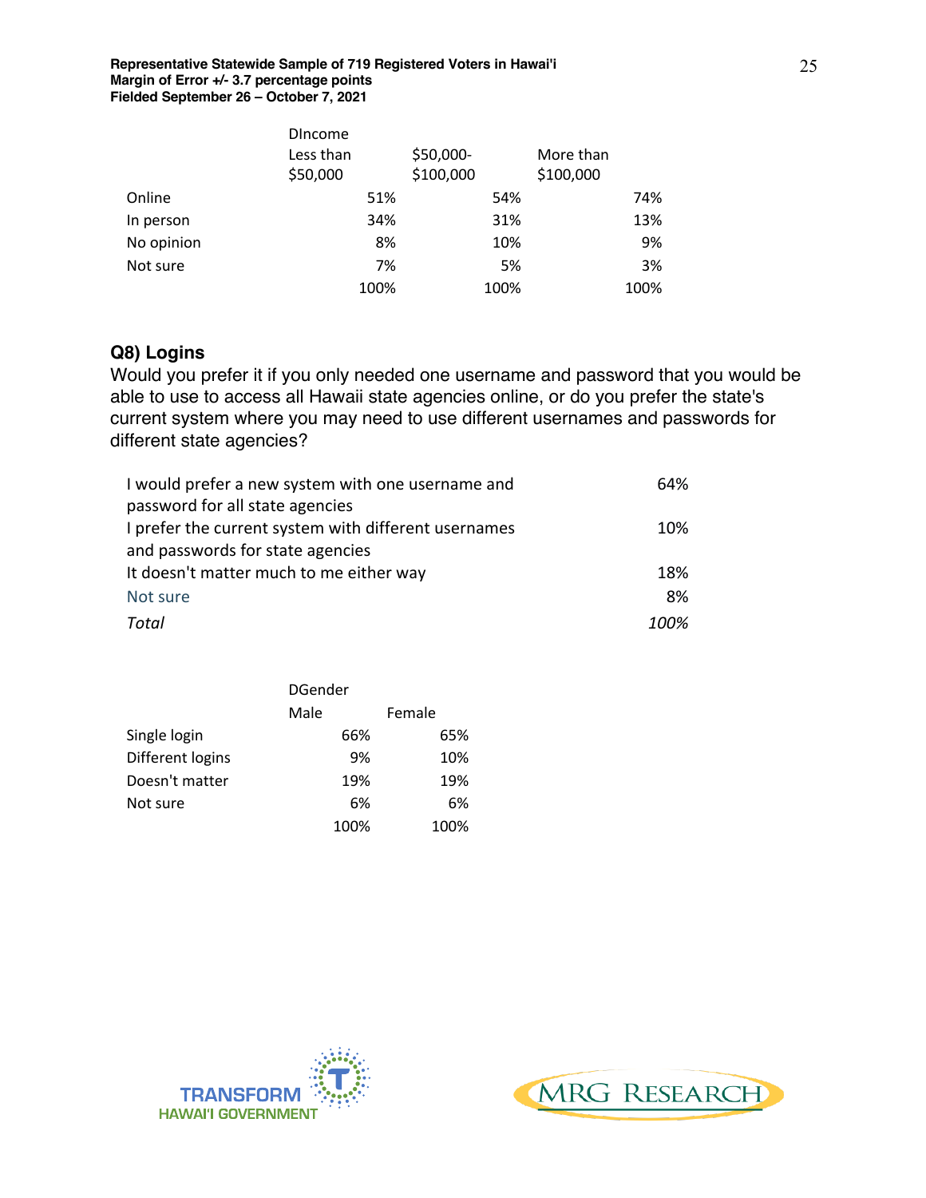| | DIncome | | |
|---|---|---|---|
| | Less than $50,000 | $50,000-$100,000 | More than $100,000 |
| Online | 51% | 54% | 74% |
| In person | 34% | 31% | 13% |
| No opinion | 8% | 10% | 9% |
| Not sure | 7% | 5% | 3% |
| | 100% | 100% | 100% |

### Q8) Logins

Would you prefer it if you only needed one username and password that you would be able to use to access all Hawaii state agencies online, or do you prefer the state's current system where you may need to use different usernames and passwords for different state agencies?

| | |
|---|---|
| I would prefer a new system with one username and password for all state agencies | 64% |
| I prefer the current system with different usernames and passwords for state agencies | 10% |
| It doesn't matter much to me either way | 18% |
| Not sure | 8% |
| *Total* | *100%* |

| | DGender | |
|---|---|---|
| | Male | Female |
| Single login | 66% | 65% |
| Different logins | 9% | 10% |
| Doesn't matter | 19% | 19% |
| Not sure | 6% | 6% |
| | 100% | 100% |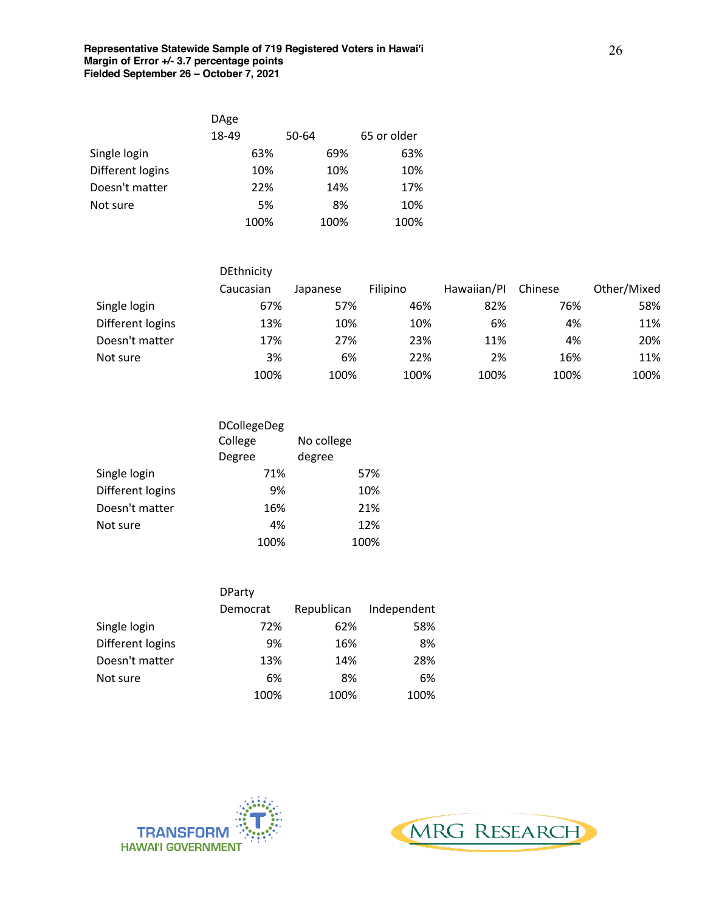**Representative Statewide Sample of 719 Registered Voters in Hawai'i**
**Margin of Error +/- 3.7 percentage points**
**Fielded September 26 – October 7, 2021**

| | DAge | | |
|---|---|---|---|
| | 18-49 | 50-64 | 65 or older |
| Single login | 63% | 69% | 63% |
| Different logins | 10% | 10% | 10% |
| Doesn't matter | 22% | 14% | 17% |
| Not sure | 5% | 8% | 10% |
| | 100% | 100% | 100% |

| | DEthnicity | | | | | |
|---|---|---|---|---|---|---|
| | Caucasian | Japanese | Filipino | Hawaiian/PI | Chinese | Other/Mixed |
| Single login | 67% | 57% | 46% | 82% | 76% | 58% |
| Different logins | 13% | 10% | 10% | 6% | 4% | 11% |
| Doesn't matter | 17% | 27% | 23% | 11% | 4% | 20% |
| Not sure | 3% | 6% | 22% | 2% | 16% | 11% |
| | 100% | 100% | 100% | 100% | 100% | 100% |

| | DCollegeDeg | |
|---|---|---|
| | College Degree | No college degree |
| Single login | 71% | 57% |
| Different logins | 9% | 10% |
| Doesn't matter | 16% | 21% |
| Not sure | 4% | 12% |
| | 100% | 100% |

| | DParty | | |
|---|---|---|---|
| | Democrat | Republican | Independent |
| Single login | 72% | 62% | 58% |
| Different logins | 9% | 16% | 8% |
| Doesn't matter | 13% | 14% | 28% |
| Not sure | 6% | 8% | 6% |
| | 100% | 100% | 100% |

TRANSFORM HAWAI'I GOVERNMENT

MRG RESEARCH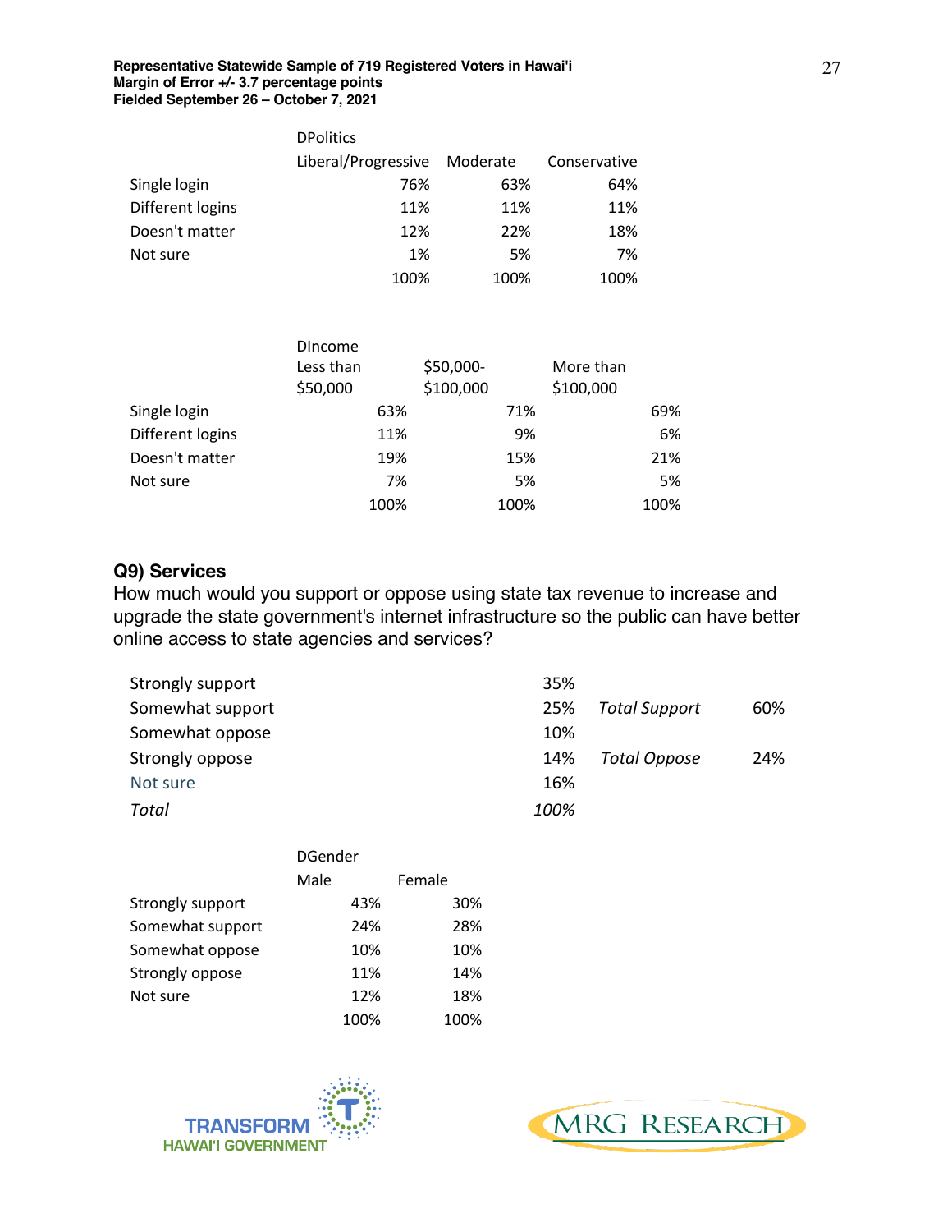**Representative Statewide Sample of 719 Registered Voters in Hawai'i**
**Margin of Error +/- 3.7 percentage points**
**Fielded September 26 – October 7, 2021**

| | DPolitics | | |
|---|---|---|---|
| | Liberal/Progressive | Moderate | Conservative |
| Single login | 76% | 63% | 64% |
| Different logins | 11% | 11% | 11% |
| Doesn't matter | 12% | 22% | 18% |
| Not sure | 1% | 5% | 7% |
| | 100% | 100% | 100% |

| | DIncome | | |
|---|---|---|---|
| | Less than $50,000 | $50,000-$100,000 | More than $100,000 |
| Single login | 63% | 71% | 69% |
| Different logins | 11% | 9% | 6% |
| Doesn't matter | 19% | 15% | 21% |
| Not sure | 7% | 5% | 5% |
| | 100% | 100% | 100% |

## Q9) Services

How much would you support or oppose using state tax revenue to increase and upgrade the state government's internet infrastructure so the public can have better online access to state agencies and services?

| | | | |
|---|---|---|---|
| Strongly support | 35% | | |
| Somewhat support | 25% | *Total Support* | 60% |
| Somewhat oppose | 10% | | |
| Strongly oppose | 14% | *Total Oppose* | 24% |
| Not sure | 16% | | |
| *Total* | *100%* | | |

| | DGender | |
|---|---|---|
| | Male | Female |
| Strongly support | 43% | 30% |
| Somewhat support | 24% | 28% |
| Somewhat oppose | 10% | 10% |
| Strongly oppose | 11% | 14% |
| Not sure | 12% | 18% |
| | 100% | 100% |

TRANSFORM HAWAI'I GOVERNMENT

MRG RESEARCH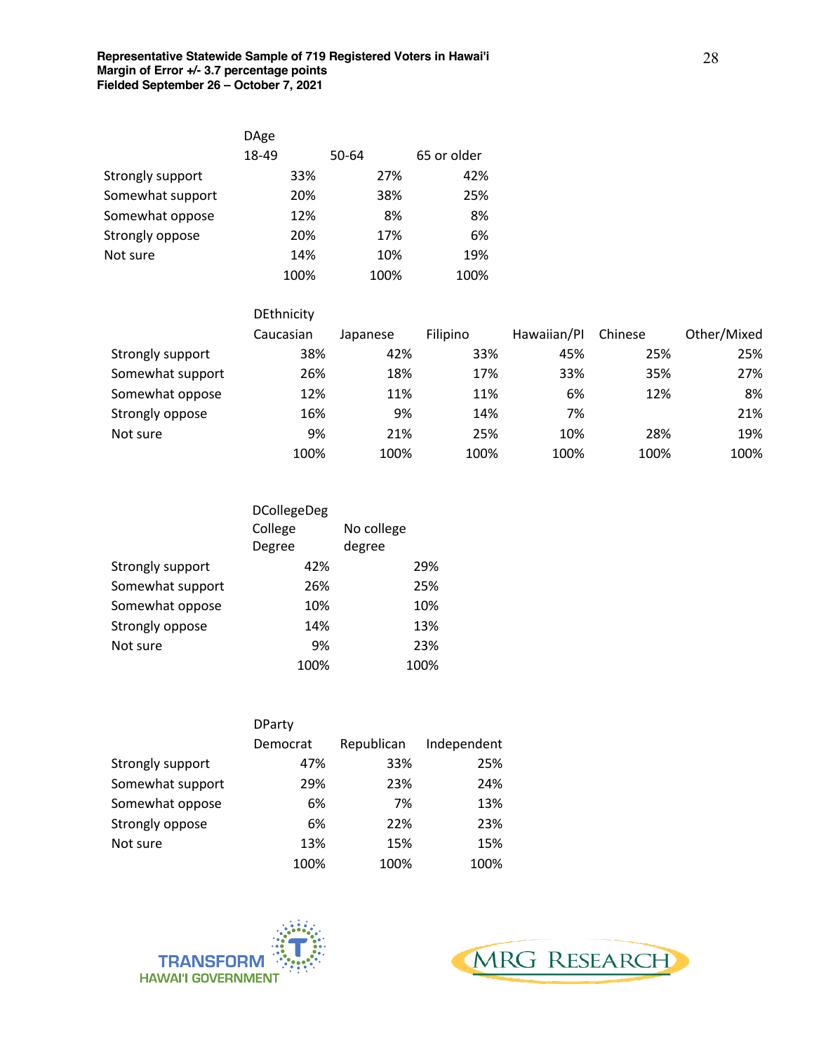**Representative Statewide Sample of 719 Registered Voters in Hawai'i**
**Margin of Error +/- 3.7 percentage points**
**Fielded September 26 – October 7, 2021**

| | DAge | | |
|---|---|---|---|
| | 18-49 | 50-64 | 65 or older |
| Strongly support | 33% | 27% | 42% |
| Somewhat support | 20% | 38% | 25% |
| Somewhat oppose | 12% | 8% | 8% |
| Strongly oppose | 20% | 17% | 6% |
| Not sure | 14% | 10% | 19% |
| | 100% | 100% | 100% |

| | DEthnicity | | | | | |
|---|---|---|---|---|---|---|
| | Caucasian | Japanese | Filipino | Hawaiian/PI | Chinese | Other/Mixed |
| Strongly support | 38% | 42% | 33% | 45% | 25% | 25% |
| Somewhat support | 26% | 18% | 17% | 33% | 35% | 27% |
| Somewhat oppose | 12% | 11% | 11% | 6% | 12% | 8% |
| Strongly oppose | 16% | 9% | 14% | 7% | | 21% |
| Not sure | 9% | 21% | 25% | 10% | 28% | 19% |
| | 100% | 100% | 100% | 100% | 100% | 100% |

| | DCollegeDeg | |
|---|---|---|
| | College Degree | No college degree |
| Strongly support | 42% | 29% |
| Somewhat support | 26% | 25% |
| Somewhat oppose | 10% | 10% |
| Strongly oppose | 14% | 13% |
| Not sure | 9% | 23% |
| | 100% | 100% |

| | DParty | | |
|---|---|---|---|
| | Democrat | Republican | Independent |
| Strongly support | 47% | 33% | 25% |
| Somewhat support | 29% | 23% | 24% |
| Somewhat oppose | 6% | 7% | 13% |
| Strongly oppose | 6% | 22% | 23% |
| Not sure | 13% | 15% | 15% |
| | 100% | 100% | 100% |

TRANSFORM HAWAI'I GOVERNMENT

MRG RESEARCH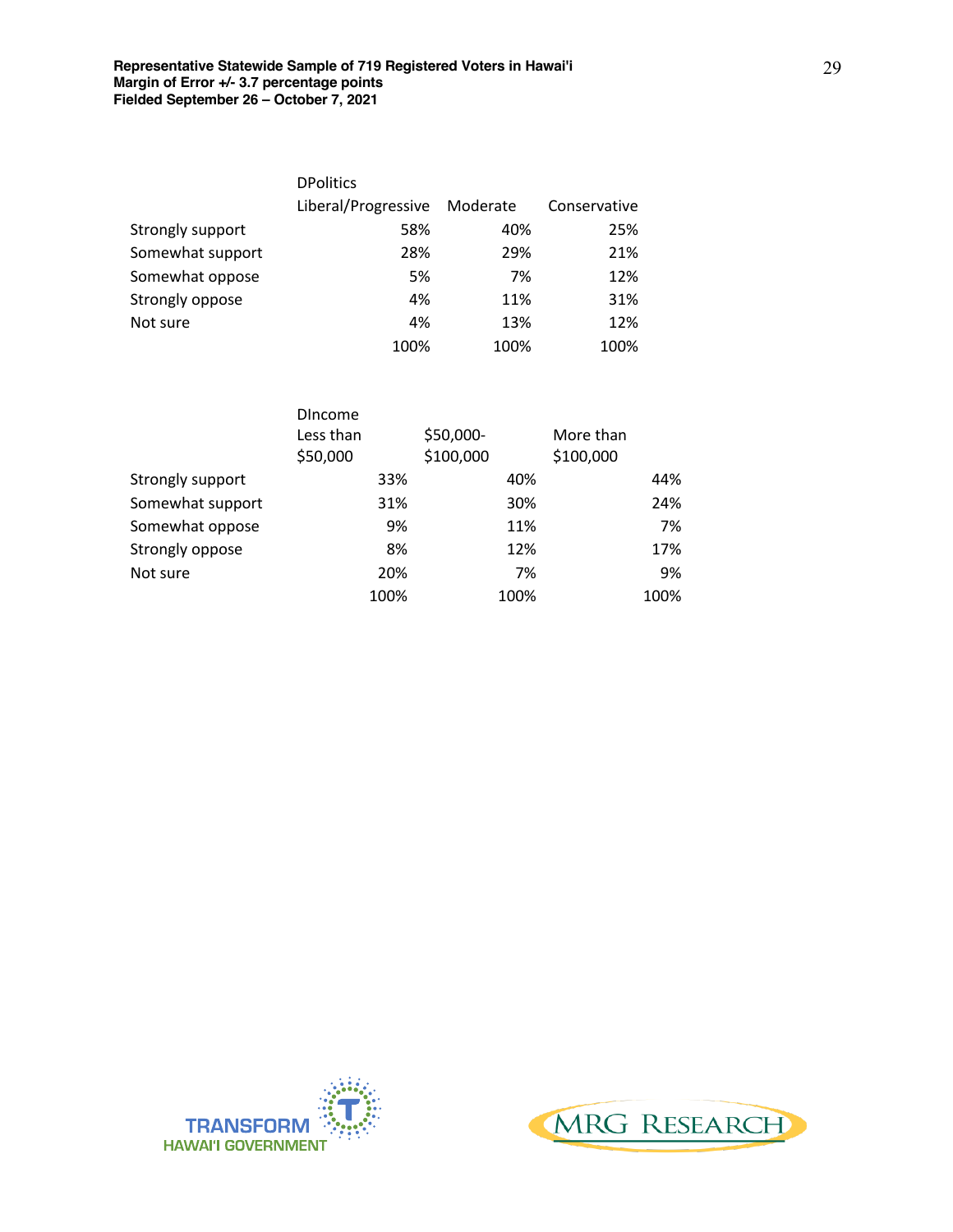| | DPolitics | | |
|---|---|---|---|
| | Liberal/Progressive | Moderate | Conservative |
| Strongly support | 58% | 40% | 25% |
| Somewhat support | 28% | 29% | 21% |
| Somewhat oppose | 5% | 7% | 12% |
| Strongly oppose | 4% | 11% | 31% |
| Not sure | 4% | 13% | 12% |
| | 100% | 100% | 100% |

| | DIncome | | |
|---|---|---|---|
| | Less than $50,000 | $50,000-$100,000 | More than $100,000 |
| Strongly support | 33% | 40% | 44% |
| Somewhat support | 31% | 30% | 24% |
| Somewhat oppose | 9% | 11% | 7% |
| Strongly oppose | 8% | 12% | 17% |
| Not sure | 20% | 7% | 9% |
| | 100% | 100% | 100% |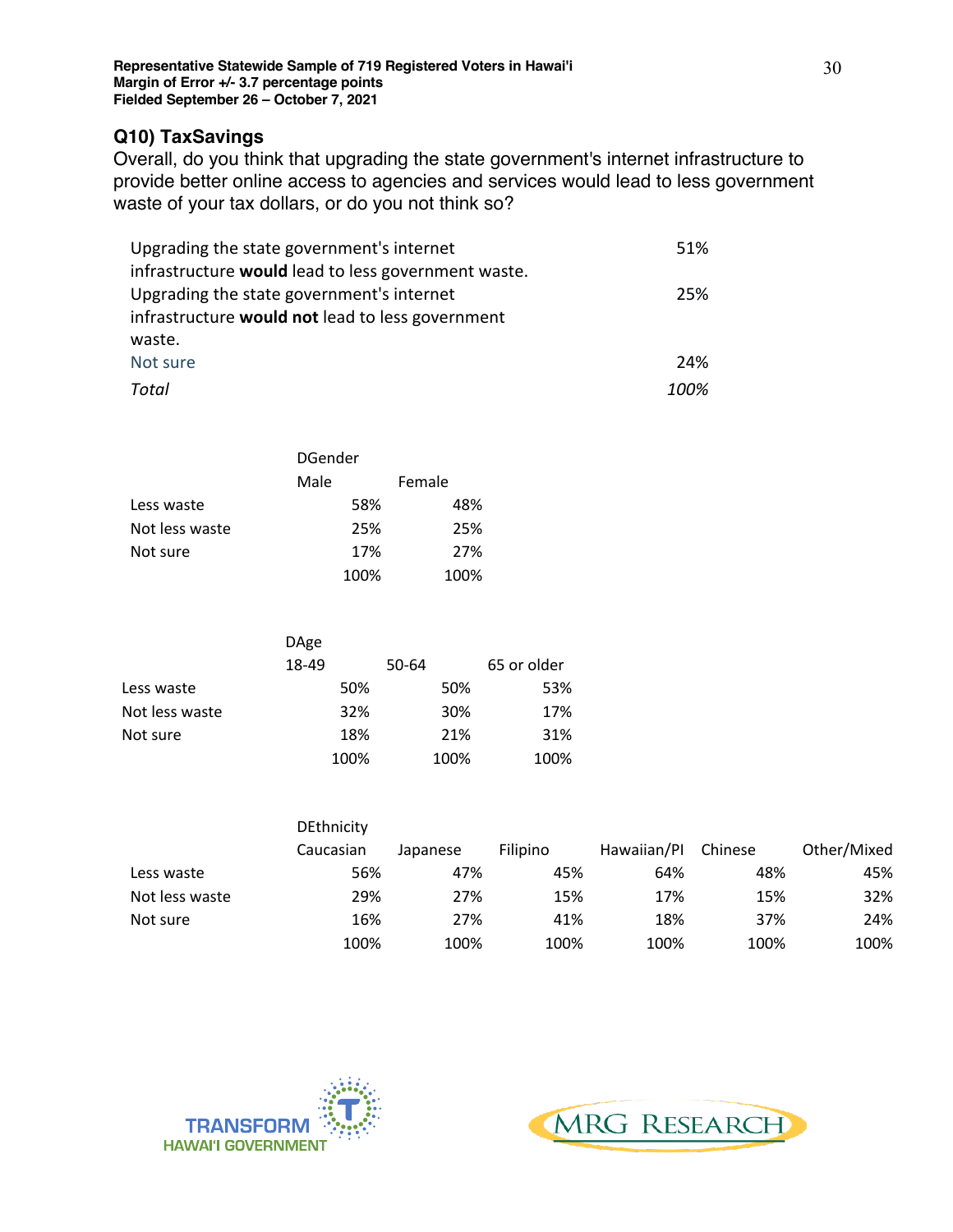**Representative Statewide Sample of 719 Registered Voters in Hawai'i**
**Margin of Error +/- 3.7 percentage points**
**Fielded September 26 – October 7, 2021**

## Q10) TaxSavings

Overall, do you think that upgrading the state government's internet infrastructure to provide better online access to agencies and services would lead to less government waste of your tax dollars, or do you not think so?

| | |
|---|---|
| Upgrading the state government's internet infrastructure **would** lead to less government waste. | 51% |
| Upgrading the state government's internet infrastructure **would not** lead to less government waste. | 25% |
| Not sure | 24% |
| *Total* | *100%* |

| | DGender | |
|---|---|---|
| | Male | Female |
| Less waste | 58% | 48% |
| Not less waste | 25% | 25% |
| Not sure | 17% | 27% |
| | 100% | 100% |

| | DAge | | |
|---|---|---|---|
| | 18-49 | 50-64 | 65 or older |
| Less waste | 50% | 50% | 53% |
| Not less waste | 32% | 30% | 17% |
| Not sure | 18% | 21% | 31% |
| | 100% | 100% | 100% |

| | DEthnicity | | | | | |
|---|---|---|---|---|---|---|
| | Caucasian | Japanese | Filipino | Hawaiian/PI | Chinese | Other/Mixed |
| Less waste | 56% | 47% | 45% | 64% | 48% | 45% |
| Not less waste | 29% | 27% | 15% | 17% | 15% | 32% |
| Not sure | 16% | 27% | 41% | 18% | 37% | 24% |
| | 100% | 100% | 100% | 100% | 100% | 100% |

TRANSFORM HAWAI'I GOVERNMENT

MRG RESEARCH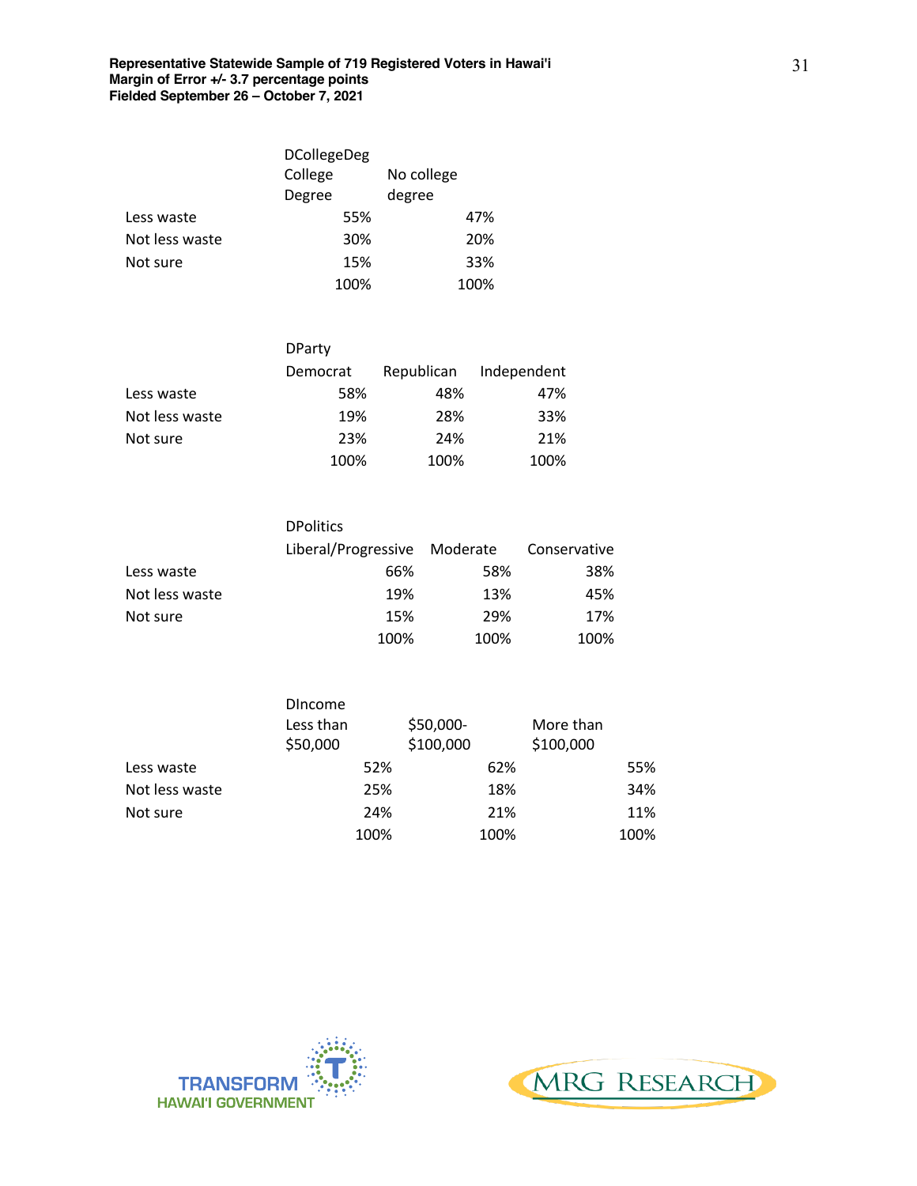**Representative Statewide Sample of 719 Registered Voters in Hawai'i**
**Margin of Error +/- 3.7 percentage points**
**Fielded September 26 – October 7, 2021**

| | DCollegeDeg | |
|---|---|---|
| | College Degree | No college degree |
| Less waste | 55% | 47% |
| Not less waste | 30% | 20% |
| Not sure | 15% | 33% |
| | 100% | 100% |

| | DParty | | |
|---|---|---|---|
| | Democrat | Republican | Independent |
| Less waste | 58% | 48% | 47% |
| Not less waste | 19% | 28% | 33% |
| Not sure | 23% | 24% | 21% |
| | 100% | 100% | 100% |

| | DPolitics | | |
|---|---|---|---|
| | Liberal/Progressive | Moderate | Conservative |
| Less waste | 66% | 58% | 38% |
| Not less waste | 19% | 13% | 45% |
| Not sure | 15% | 29% | 17% |
| | 100% | 100% | 100% |

| | DIncome | | |
|---|---|---|---|
| | Less than $50,000 | $50,000-$100,000 | More than $100,000 |
| Less waste | 52% | 62% | 55% |
| Not less waste | 25% | 18% | 34% |
| Not sure | 24% | 21% | 11% |
| | 100% | 100% | 100% |

TRANSFORM HAWAI'I GOVERNMENT

MRG RESEARCH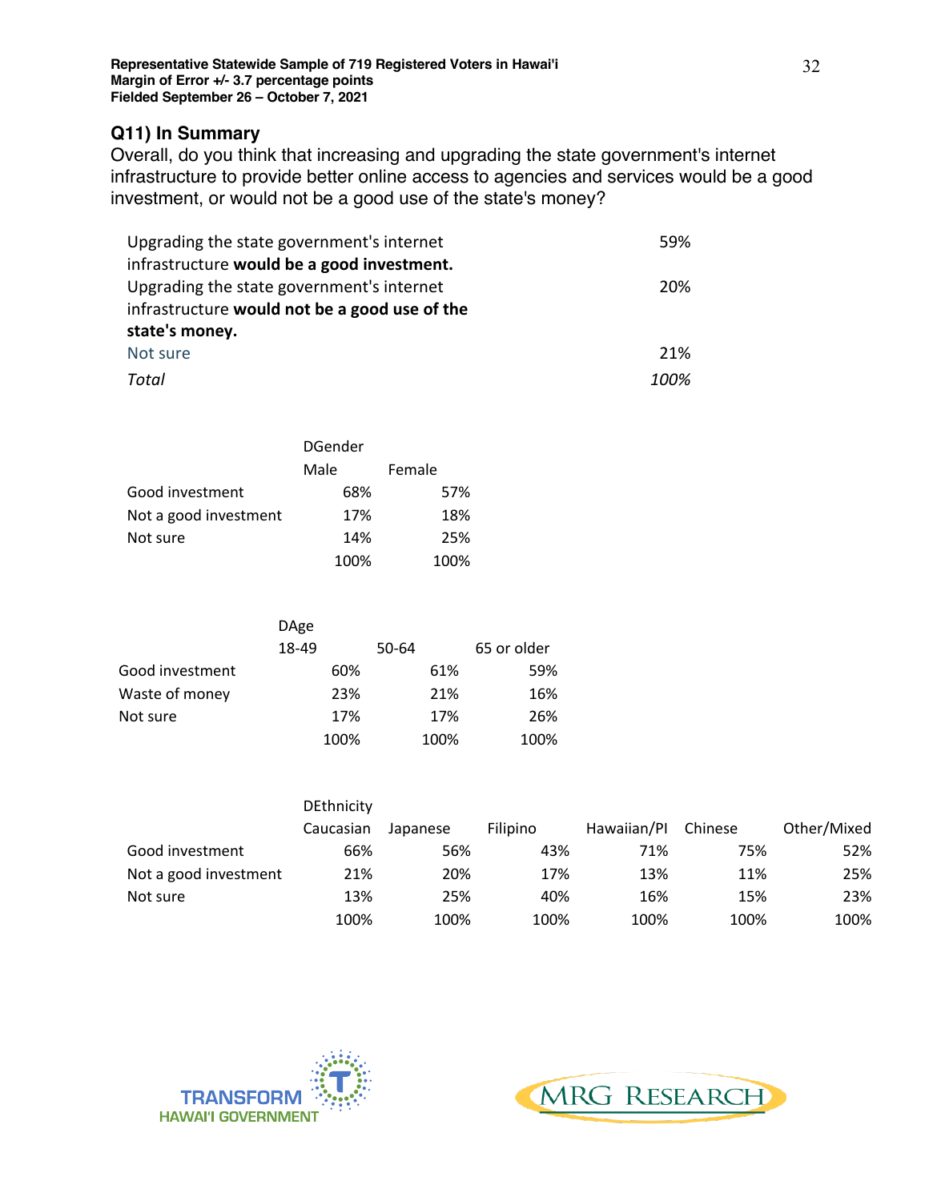**Representative Statewide Sample of 719 Registered Voters in Hawai'i**
**Margin of Error +/- 3.7 percentage points**
**Fielded September 26 – October 7, 2021**

## Q11) In Summary

Overall, do you think that increasing and upgrading the state government's internet infrastructure to provide better online access to agencies and services would be a good investment, or would not be a good use of the state's money?

| | |
|---|---|
| Upgrading the state government's internet infrastructure **would be a good investment.** | 59% |
| Upgrading the state government's internet infrastructure **would not be a good use of the state's money.** | 20% |
| Not sure | 21% |
| *Total* | *100%* |

| | DGender | |
|---|---|---|
| | Male | Female |
| Good investment | 68% | 57% |
| Not a good investment | 17% | 18% |
| Not sure | 14% | 25% |
| | 100% | 100% |

| | DAge | | |
|---|---|---|---|
| | 18-49 | 50-64 | 65 or older |
| Good investment | 60% | 61% | 59% |
| Waste of money | 23% | 21% | 16% |
| Not sure | 17% | 17% | 26% |
| | 100% | 100% | 100% |

| | DEthnicity | | | | | |
|---|---|---|---|---|---|---|
| | Caucasian | Japanese | Filipino | Hawaiian/PI | Chinese | Other/Mixed |
| Good investment | 66% | 56% | 43% | 71% | 75% | 52% |
| Not a good investment | 21% | 20% | 17% | 13% | 11% | 25% |
| Not sure | 13% | 25% | 40% | 16% | 15% | 23% |
| | 100% | 100% | 100% | 100% | 100% | 100% |

TRANSFORM HAWAI'I GOVERNMENT

MRG RESEARCH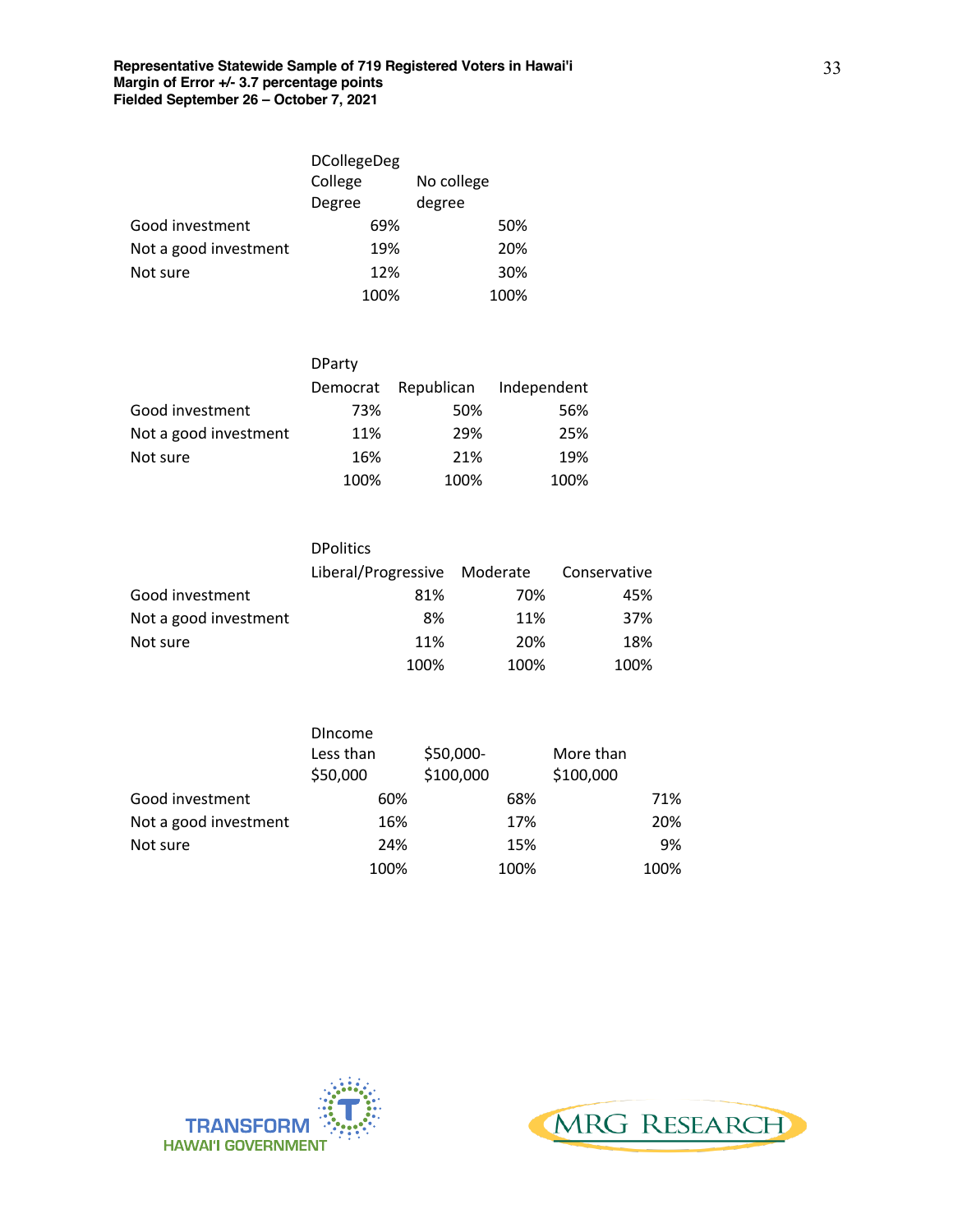**Representative Statewide Sample of 719 Registered Voters in Hawai'i**
**Margin of Error +/- 3.7 percentage points**
**Fielded September 26 – October 7, 2021**

| | DCollegeDeg | |
|---|---|---|
| | College Degree | No college degree |
| Good investment | 69% | 50% |
| Not a good investment | 19% | 20% |
| Not sure | 12% | 30% |
| | 100% | 100% |

| | DParty | | |
|---|---|---|---|
| | Democrat | Republican | Independent |
| Good investment | 73% | 50% | 56% |
| Not a good investment | 11% | 29% | 25% |
| Not sure | 16% | 21% | 19% |
| | 100% | 100% | 100% |

| | DPolitics | | |
|---|---|---|---|
| | Liberal/Progressive | Moderate | Conservative |
| Good investment | 81% | 70% | 45% |
| Not a good investment | 8% | 11% | 37% |
| Not sure | 11% | 20% | 18% |
| | 100% | 100% | 100% |

| | DIncome | | |
|---|---|---|---|
| | Less than $50,000 | $50,000-$100,000 | More than $100,000 |
| Good investment | 60% | 68% | 71% |
| Not a good investment | 16% | 17% | 20% |
| Not sure | 24% | 15% | 9% |
| | 100% | 100% | 100% |

TRANSFORM HAWAI'I GOVERNMENT

MRG RESEARCH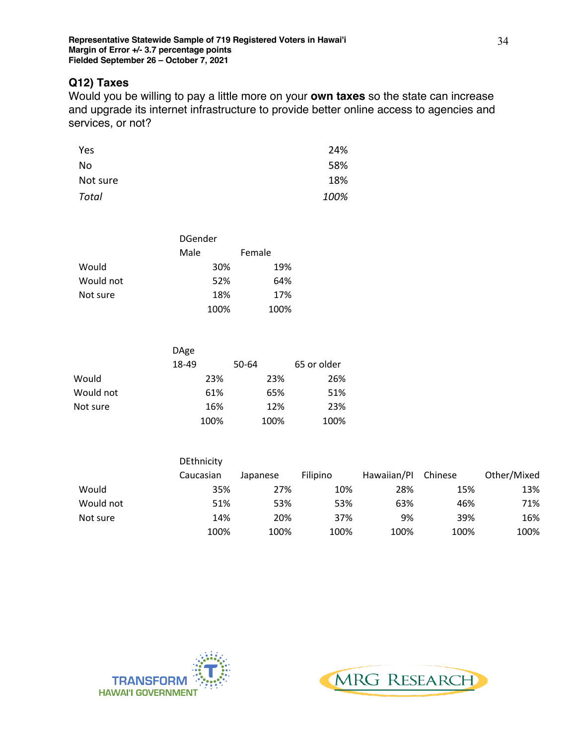**Representative Statewide Sample of 719 Registered Voters in Hawai'i**
**Margin of Error +/- 3.7 percentage points**
**Fielded September 26 – October 7, 2021**

## Q12) Taxes

Would you be willing to pay a little more on your **own taxes** so the state can increase and upgrade its internet infrastructure to provide better online access to agencies and services, or not?

| | |
|---|---|
| Yes | 24% |
| No | 58% |
| Not sure | 18% |
| *Total* | *100%* |

| | DGender | |
|---|---|---|
| | Male | Female |
| Would | 30% | 19% |
| Would not | 52% | 64% |
| Not sure | 18% | 17% |
| | 100% | 100% |

| | DAge | | |
|---|---|---|---|
| | 18-49 | 50-64 | 65 or older |
| Would | 23% | 23% | 26% |
| Would not | 61% | 65% | 51% |
| Not sure | 16% | 12% | 23% |
| | 100% | 100% | 100% |

| | DEthnicity | | | | | |
|---|---|---|---|---|---|---|
| | Caucasian | Japanese | Filipino | Hawaiian/PI | Chinese | Other/Mixed |
| Would | 35% | 27% | 10% | 28% | 15% | 13% |
| Would not | 51% | 53% | 53% | 63% | 46% | 71% |
| Not sure | 14% | 20% | 37% | 9% | 39% | 16% |
| | 100% | 100% | 100% | 100% | 100% | 100% |

TRANSFORM HAWAI'I GOVERNMENT

MRG RESEARCH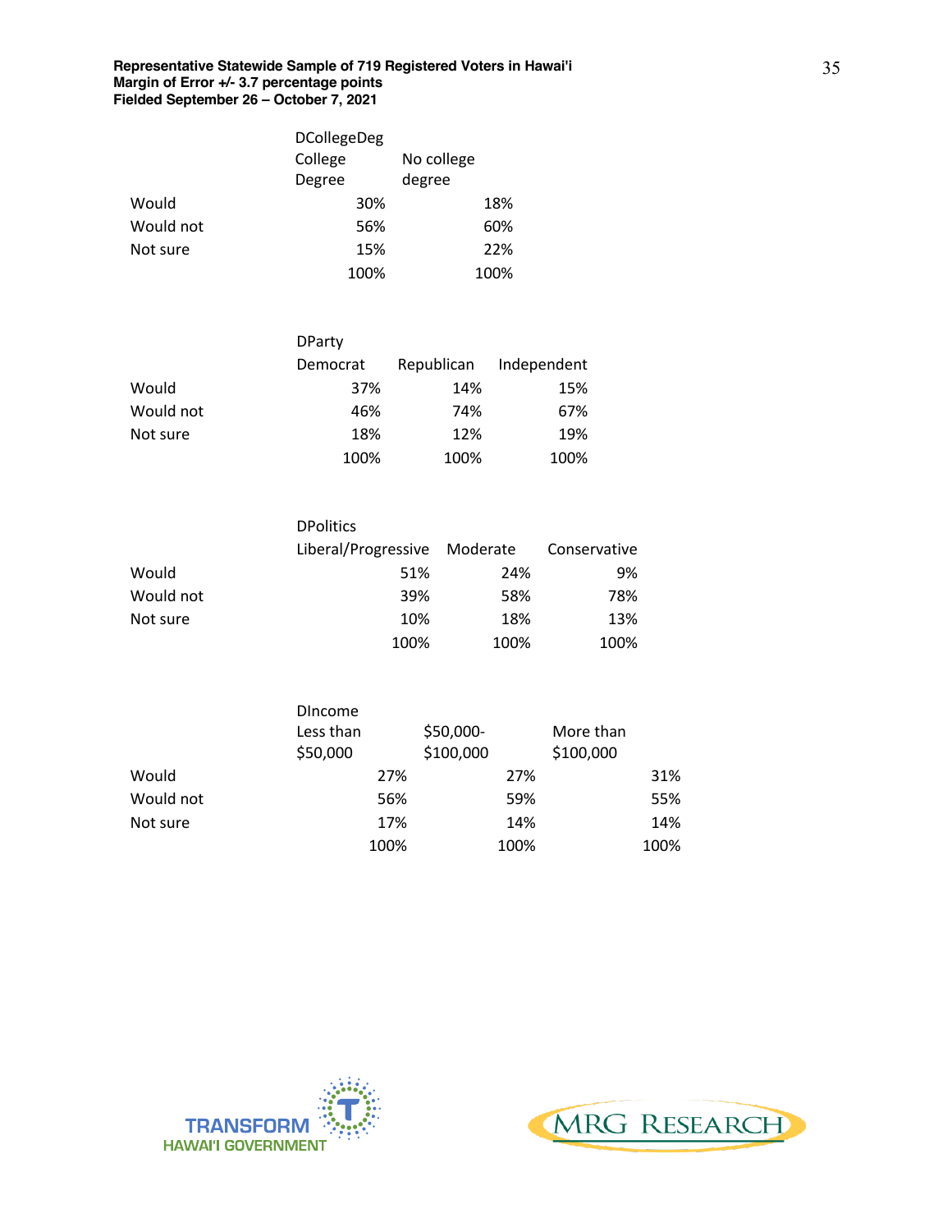**Representative Statewide Sample of 719 Registered Voters in Hawai'i**
**Margin of Error +/- 3.7 percentage points**
**Fielded September 26 – October 7, 2021**

| | DCollegeDeg | |
|---|---|---|
| | College Degree | No college degree |
| Would | 30% | 18% |
| Would not | 56% | 60% |
| Not sure | 15% | 22% |
| | 100% | 100% |

| | DParty | | |
|---|---|---|---|
| | Democrat | Republican | Independent |
| Would | 37% | 14% | 15% |
| Would not | 46% | 74% | 67% |
| Not sure | 18% | 12% | 19% |
| | 100% | 100% | 100% |

| | DPolitics | | |
|---|---|---|---|
| | Liberal/Progressive | Moderate | Conservative |
| Would | 51% | 24% | 9% |
| Would not | 39% | 58% | 78% |
| Not sure | 10% | 18% | 13% |
| | 100% | 100% | 100% |

| | DIncome | | |
|---|---|---|---|
| | Less than $50,000 | $50,000-$100,000 | More than $100,000 |
| Would | 27% | 27% | 31% |
| Would not | 56% | 59% | 55% |
| Not sure | 17% | 14% | 14% |
| | 100% | 100% | 100% |

TRANSFORM HAWAI'I GOVERNMENT

MRG RESEARCH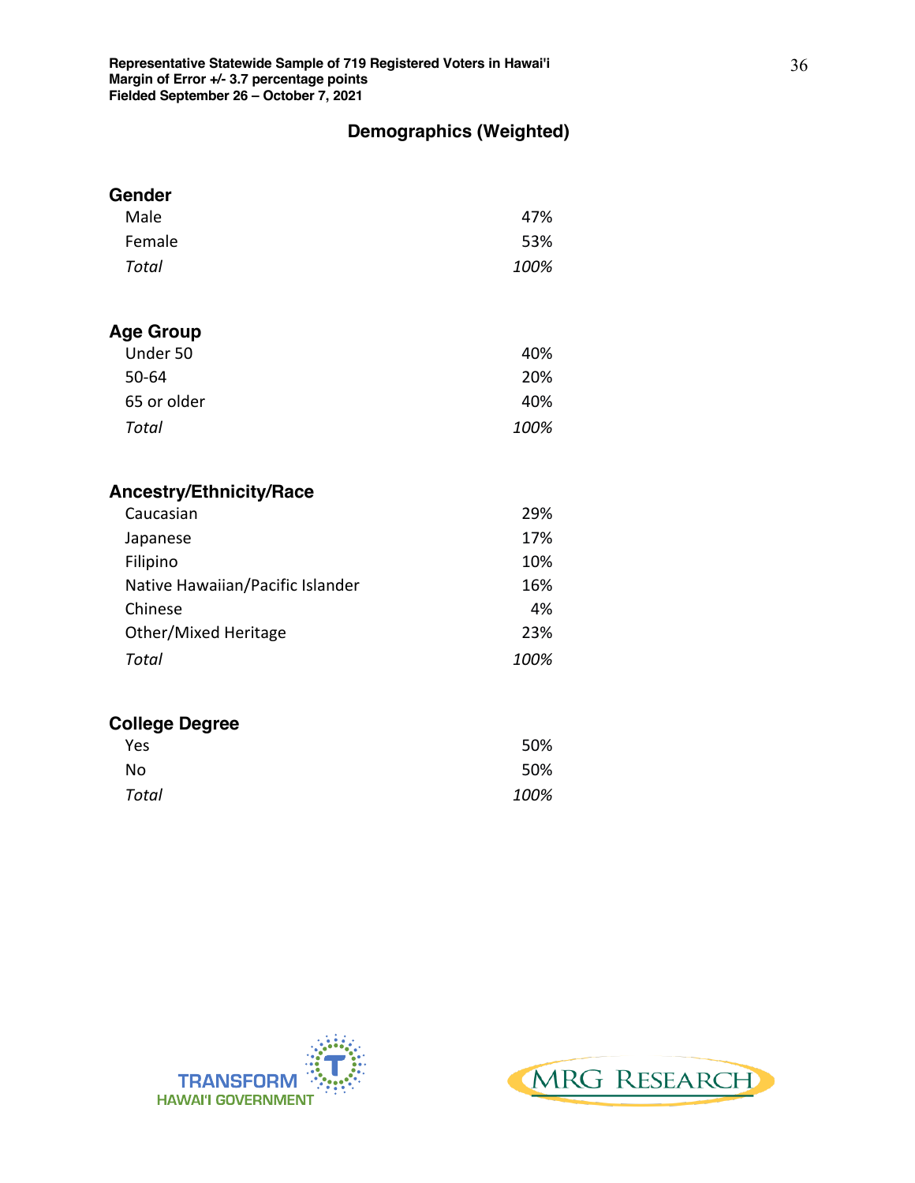**Representative Statewide Sample of 719 Registered Voters in Hawai'i**
**Margin of Error +/- 3.7 percentage points**
**Fielded September 26 – October 7, 2021**

## Demographics (Weighted)

### Gender

| | |
|---|---|
| Male | 47% |
| Female | 53% |
| *Total* | *100%* |

### Age Group

| | |
|---|---|
| Under 50 | 40% |
| 50-64 | 20% |
| 65 or older | 40% |
| *Total* | *100%* |

### Ancestry/Ethnicity/Race

| | |
|---|---|
| Caucasian | 29% |
| Japanese | 17% |
| Filipino | 10% |
| Native Hawaiian/Pacific Islander | 16% |
| Chinese | 4% |
| Other/Mixed Heritage | 23% |
| *Total* | *100%* |

### College Degree

| | |
|---|---|
| Yes | 50% |
| No | 50% |
| *Total* | *100%* |

TRANSFORM HAWAI'I GOVERNMENT

MRG RESEARCH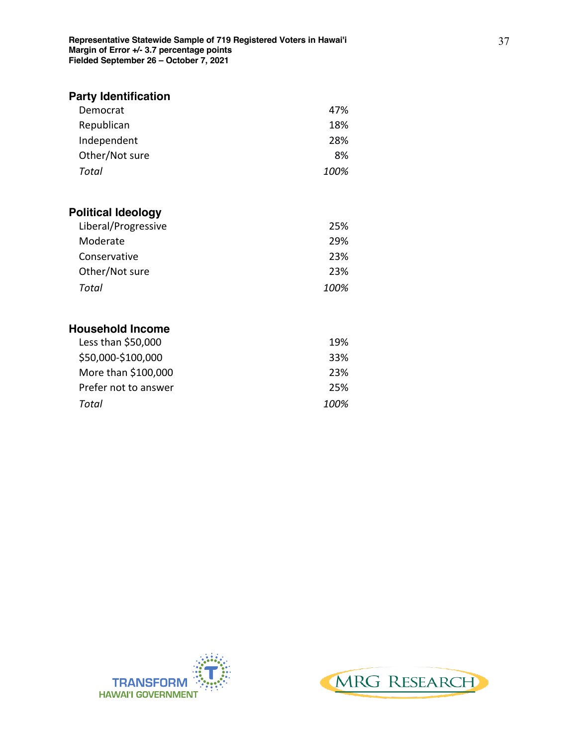**Representative Statewide Sample of 719 Registered Voters in Hawai'i**
**Margin of Error +/- 3.7 percentage points**
**Fielded September 26 – October 7, 2021**

### Party Identification

| | |
|---|---|
| Democrat | 47% |
| Republican | 18% |
| Independent | 28% |
| Other/Not sure | 8% |
| *Total* | *100%* |

### Political Ideology

| | |
|---|---|
| Liberal/Progressive | 25% |
| Moderate | 29% |
| Conservative | 23% |
| Other/Not sure | 23% |
| *Total* | *100%* |

### Household Income

| | |
|---|---|
| Less than $50,000 | 19% |
| $50,000-$100,000 | 33% |
| More than $100,000 | 23% |
| Prefer not to answer | 25% |
| *Total* | *100%* |

TRANSFORM HAWAI'I GOVERNMENT

MRG RESEARCH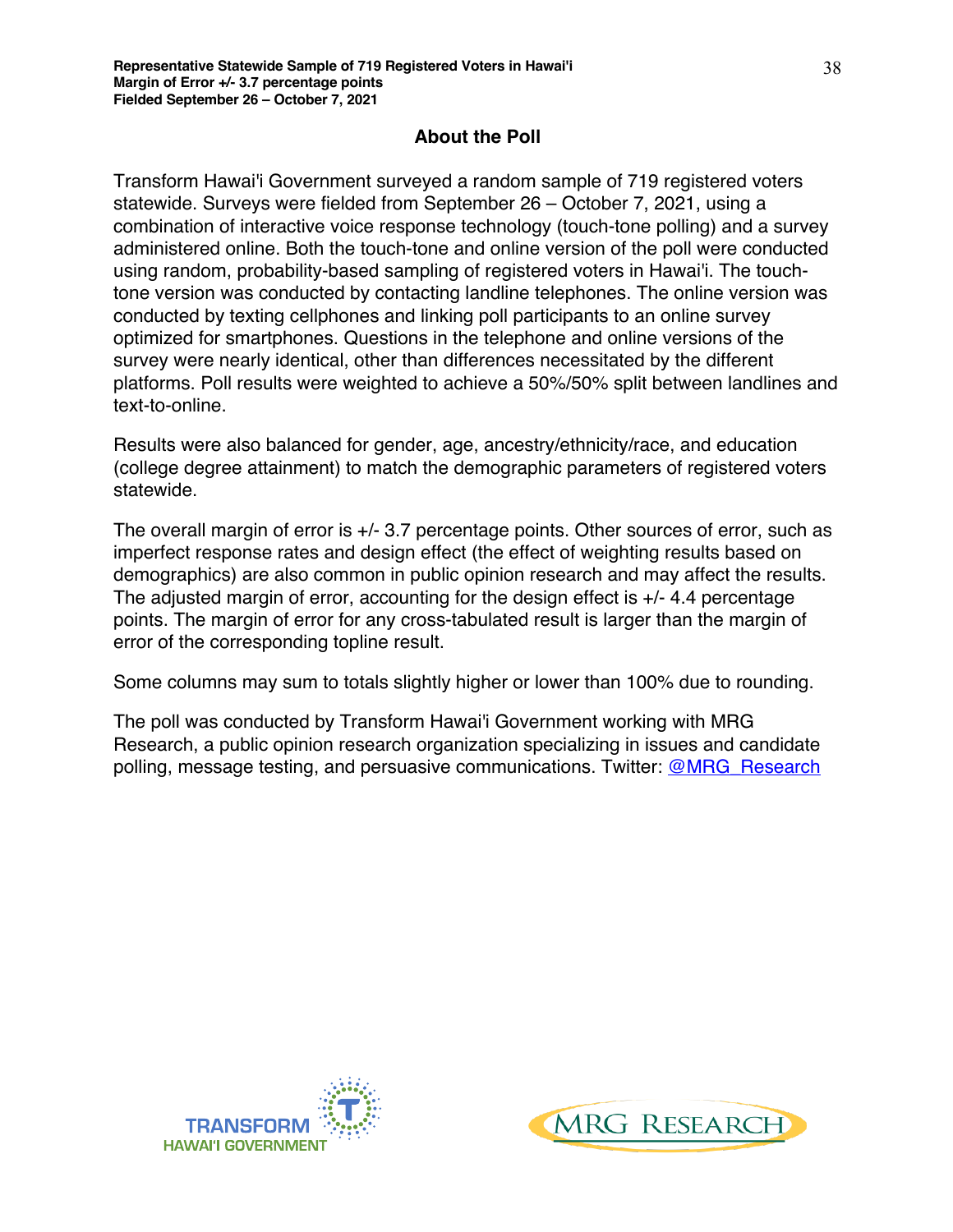## About the Poll

Transform Hawai'i Government surveyed a random sample of 719 registered voters statewide. Surveys were fielded from September 26 – October 7, 2021, using a combination of interactive voice response technology (touch-tone polling) and a survey administered online. Both the touch-tone and online version of the poll were conducted using random, probability-based sampling of registered voters in Hawai'i. The touch-tone version was conducted by contacting landline telephones. The online version was conducted by texting cellphones and linking poll participants to an online survey optimized for smartphones. Questions in the telephone and online versions of the survey were nearly identical, other than differences necessitated by the different platforms. Poll results were weighted to achieve a 50%/50% split between landlines and text-to-online.

Results were also balanced for gender, age, ancestry/ethnicity/race, and education (college degree attainment) to match the demographic parameters of registered voters statewide.

The overall margin of error is +/- 3.7 percentage points. Other sources of error, such as imperfect response rates and design effect (the effect of weighting results based on demographics) are also common in public opinion research and may affect the results. The adjusted margin of error, accounting for the design effect is +/- 4.4 percentage points. The margin of error for any cross-tabulated result is larger than the margin of error of the corresponding topline result.

Some columns may sum to totals slightly higher or lower than 100% due to rounding.

The poll was conducted by Transform Hawai'i Government working with MRG Research, a public opinion research organization specializing in issues and candidate polling, message testing, and persuasive communications. Twitter: @MRG_Research

TRANSFORM HAWAI'I GOVERNMENT

MRG RESEARCH